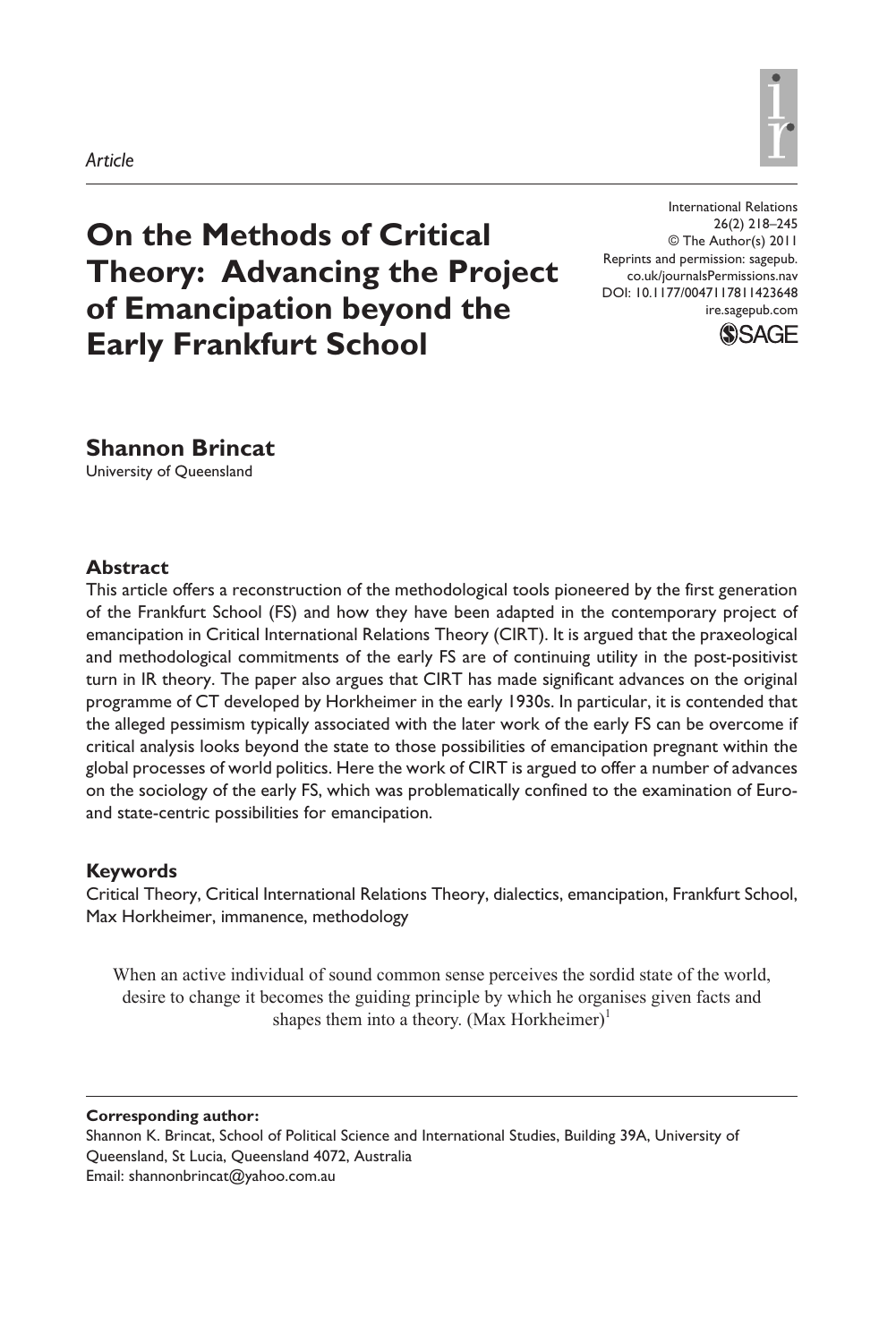*Article*

# On the Methods of Critical Theory: Advancing the Project of Emancipation beyond the Early Frankfurt School

International Relations
26(2) 218–245
© The Author(s) 2011
Reprints and permission: sagepub.co.uk/journalsPermissions.nav
DOI: 10.1177/0047117811423648
ire.sagepub.com

**Shannon Brincat**
University of Queensland

## Abstract

This article offers a reconstruction of the methodological tools pioneered by the first generation of the Frankfurt School (FS) and how they have been adapted in the contemporary project of emancipation in Critical International Relations Theory (CIRT). It is argued that the praxeological and methodological commitments of the early FS are of continuing utility in the post-positivist turn in IR theory. The paper also argues that CIRT has made significant advances on the original programme of CT developed by Horkheimer in the early 1930s. In particular, it is contended that the alleged pessimism typically associated with the later work of the early FS can be overcome if critical analysis looks beyond the state to those possibilities of emancipation pregnant within the global processes of world politics. Here the work of CIRT is argued to offer a number of advances on the sociology of the early FS, which was problematically confined to the examination of Euro- and state-centric possibilities for emancipation.

## Keywords

Critical Theory, Critical International Relations Theory, dialectics, emancipation, Frankfurt School, Max Horkheimer, immanence, methodology

> When an active individual of sound common sense perceives the sordid state of the world, desire to change it becomes the guiding principle by which he organises given facts and shapes them into a theory. (Max Horkheimer)[1]

**Corresponding author:**
Shannon K. Brincat, School of Political Science and International Studies, Building 39A, University of Queensland, St Lucia, Queensland 4072, Australia
Email: shannonbrincat@yahoo.com.au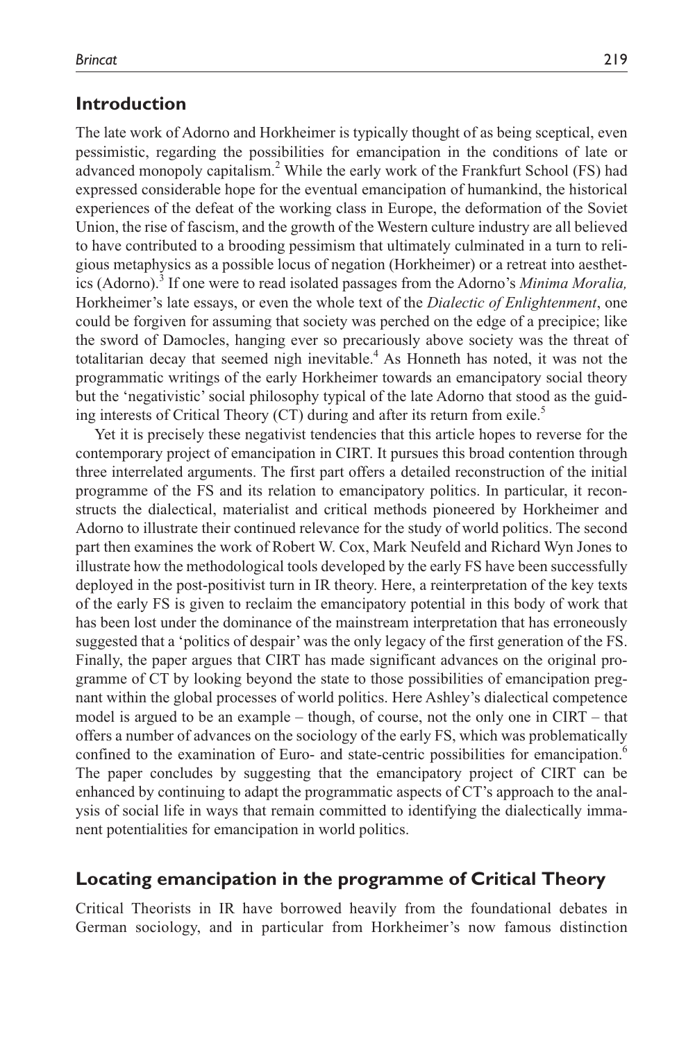## Introduction

The late work of Adorno and Horkheimer is typically thought of as being sceptical, even pessimistic, regarding the possibilities for emancipation in the conditions of late or advanced monopoly capitalism.[2] While the early work of the Frankfurt School (FS) had expressed considerable hope for the eventual emancipation of humankind, the historical experiences of the defeat of the working class in Europe, the deformation of the Soviet Union, the rise of fascism, and the growth of the Western culture industry are all believed to have contributed to a brooding pessimism that ultimately culminated in a turn to religious metaphysics as a possible locus of negation (Horkheimer) or a retreat into aesthetics (Adorno).[3] If one were to read isolated passages from the Adorno's *Minima Moralia,* Horkheimer's late essays, or even the whole text of the *Dialectic of Enlightenment*, one could be forgiven for assuming that society was perched on the edge of a precipice; like the sword of Damocles, hanging ever so precariously above society was the threat of totalitarian decay that seemed nigh inevitable.[4] As Honneth has noted, it was not the programmatic writings of the early Horkheimer towards an emancipatory social theory but the 'negativistic' social philosophy typical of the late Adorno that stood as the guiding interests of Critical Theory (CT) during and after its return from exile.[5]

Yet it is precisely these negativist tendencies that this article hopes to reverse for the contemporary project of emancipation in CIRT. It pursues this broad contention through three interrelated arguments. The first part offers a detailed reconstruction of the initial programme of the FS and its relation to emancipatory politics. In particular, it reconstructs the dialectical, materialist and critical methods pioneered by Horkheimer and Adorno to illustrate their continued relevance for the study of world politics. The second part then examines the work of Robert W. Cox, Mark Neufeld and Richard Wyn Jones to illustrate how the methodological tools developed by the early FS have been successfully deployed in the post-positivist turn in IR theory. Here, a reinterpretation of the key texts of the early FS is given to reclaim the emancipatory potential in this body of work that has been lost under the dominance of the mainstream interpretation that has erroneously suggested that a 'politics of despair' was the only legacy of the first generation of the FS. Finally, the paper argues that CIRT has made significant advances on the original programme of CT by looking beyond the state to those possibilities of emancipation pregnant within the global processes of world politics. Here Ashley's dialectical competence model is argued to be an example – though, of course, not the only one in CIRT – that offers a number of advances on the sociology of the early FS, which was problematically confined to the examination of Euro- and state-centric possibilities for emancipation.[6] The paper concludes by suggesting that the emancipatory project of CIRT can be enhanced by continuing to adapt the programmatic aspects of CT's approach to the analysis of social life in ways that remain committed to identifying the dialectically immanent potentialities for emancipation in world politics.

## Locating emancipation in the programme of Critical Theory

Critical Theorists in IR have borrowed heavily from the foundational debates in German sociology, and in particular from Horkheimer's now famous distinction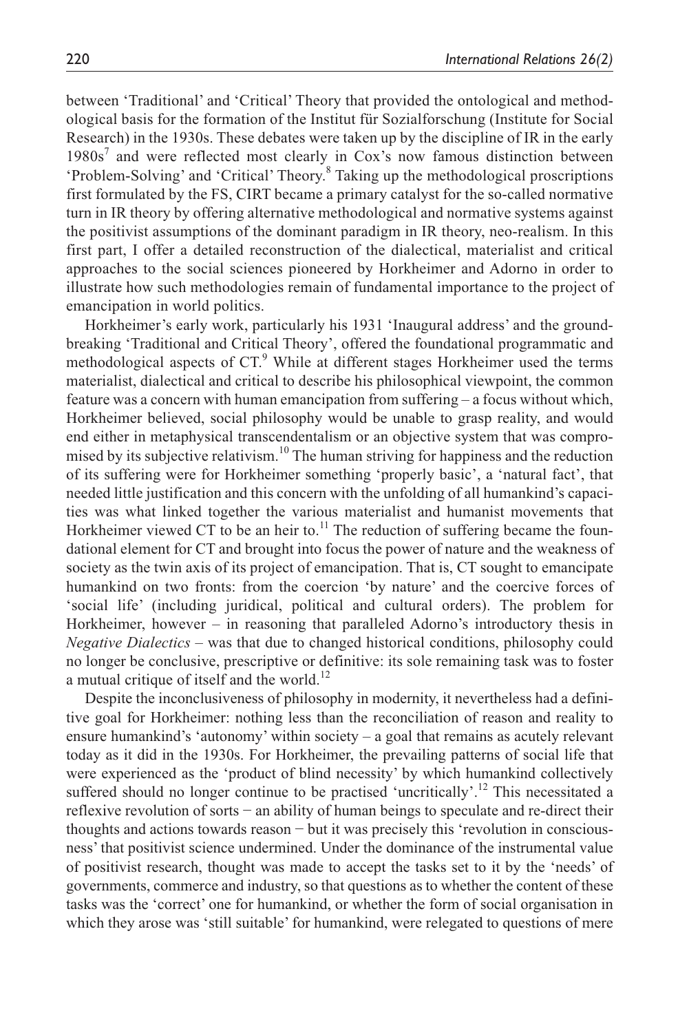between 'Traditional' and 'Critical' Theory that provided the ontological and methodological basis for the formation of the Institut für Sozialforschung (Institute for Social Research) in the 1930s. These debates were taken up by the discipline of IR in the early 1980s[7] and were reflected most clearly in Cox's now famous distinction between 'Problem-Solving' and 'Critical' Theory.[8] Taking up the methodological proscriptions first formulated by the FS, CIRT became a primary catalyst for the so-called normative turn in IR theory by offering alternative methodological and normative systems against the positivist assumptions of the dominant paradigm in IR theory, neo-realism. In this first part, I offer a detailed reconstruction of the dialectical, materialist and critical approaches to the social sciences pioneered by Horkheimer and Adorno in order to illustrate how such methodologies remain of fundamental importance to the project of emancipation in world politics.

Horkheimer's early work, particularly his 1931 'Inaugural address' and the groundbreaking 'Traditional and Critical Theory', offered the foundational programmatic and methodological aspects of CT.[9] While at different stages Horkheimer used the terms materialist, dialectical and critical to describe his philosophical viewpoint, the common feature was a concern with human emancipation from suffering – a focus without which, Horkheimer believed, social philosophy would be unable to grasp reality, and would end either in metaphysical transcendentalism or an objective system that was compromised by its subjective relativism.[10] The human striving for happiness and the reduction of its suffering were for Horkheimer something 'properly basic', a 'natural fact', that needed little justification and this concern with the unfolding of all humankind's capacities was what linked together the various materialist and humanist movements that Horkheimer viewed CT to be an heir to.[11] The reduction of suffering became the foundational element for CT and brought into focus the power of nature and the weakness of society as the twin axis of its project of emancipation. That is, CT sought to emancipate humankind on two fronts: from the coercion 'by nature' and the coercive forces of 'social life' (including juridical, political and cultural orders). The problem for Horkheimer, however – in reasoning that paralleled Adorno's introductory thesis in *Negative Dialectics* – was that due to changed historical conditions, philosophy could no longer be conclusive, prescriptive or definitive: its sole remaining task was to foster a mutual critique of itself and the world.[12]

Despite the inconclusiveness of philosophy in modernity, it nevertheless had a definitive goal for Horkheimer: nothing less than the reconciliation of reason and reality to ensure humankind's 'autonomy' within society – a goal that remains as acutely relevant today as it did in the 1930s. For Horkheimer, the prevailing patterns of social life that were experienced as the 'product of blind necessity' by which humankind collectively suffered should no longer continue to be practised 'uncritically'.[12] This necessitated a reflexive revolution of sorts − an ability of human beings to speculate and re-direct their thoughts and actions towards reason − but it was precisely this 'revolution in consciousness' that positivist science undermined. Under the dominance of the instrumental value of positivist research, thought was made to accept the tasks set to it by the 'needs' of governments, commerce and industry, so that questions as to whether the content of these tasks was the 'correct' one for humankind, or whether the form of social organisation in which they arose was 'still suitable' for humankind, were relegated to questions of mere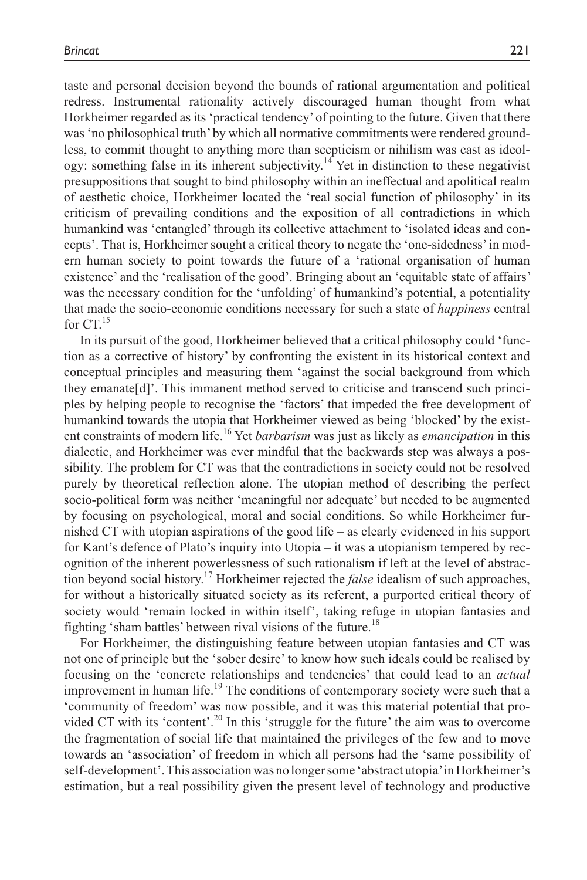taste and personal decision beyond the bounds of rational argumentation and political redress. Instrumental rationality actively discouraged human thought from what Horkheimer regarded as its 'practical tendency' of pointing to the future. Given that there was 'no philosophical truth' by which all normative commitments were rendered groundless, to commit thought to anything more than scepticism or nihilism was cast as ideology: something false in its inherent subjectivity.[14] Yet in distinction to these negativist presuppositions that sought to bind philosophy within an ineffectual and apolitical realm of aesthetic choice, Horkheimer located the 'real social function of philosophy' in its criticism of prevailing conditions and the exposition of all contradictions in which humankind was 'entangled' through its collective attachment to 'isolated ideas and concepts'. That is, Horkheimer sought a critical theory to negate the 'one-sidedness' in modern human society to point towards the future of a 'rational organisation of human existence' and the 'realisation of the good'. Bringing about an 'equitable state of affairs' was the necessary condition for the 'unfolding' of humankind's potential, a potentiality that made the socio-economic conditions necessary for such a state of *happiness* central for CT.[15]

In its pursuit of the good, Horkheimer believed that a critical philosophy could 'function as a corrective of history' by confronting the existent in its historical context and conceptual principles and measuring them 'against the social background from which they emanate[d]'. This immanent method served to criticise and transcend such principles by helping people to recognise the 'factors' that impeded the free development of humankind towards the utopia that Horkheimer viewed as being 'blocked' by the existent constraints of modern life.[16] Yet *barbarism* was just as likely as *emancipation* in this dialectic, and Horkheimer was ever mindful that the backwards step was always a possibility. The problem for CT was that the contradictions in society could not be resolved purely by theoretical reflection alone. The utopian method of describing the perfect socio-political form was neither 'meaningful nor adequate' but needed to be augmented by focusing on psychological, moral and social conditions. So while Horkheimer furnished CT with utopian aspirations of the good life – as clearly evidenced in his support for Kant's defence of Plato's inquiry into Utopia – it was a utopianism tempered by recognition of the inherent powerlessness of such rationalism if left at the level of abstraction beyond social history.[17] Horkheimer rejected the *false* idealism of such approaches, for without a historically situated society as its referent, a purported critical theory of society would 'remain locked in within itself', taking refuge in utopian fantasies and fighting 'sham battles' between rival visions of the future.[18]

For Horkheimer, the distinguishing feature between utopian fantasies and CT was not one of principle but the 'sober desire' to know how such ideals could be realised by focusing on the 'concrete relationships and tendencies' that could lead to an *actual* improvement in human life.[19] The conditions of contemporary society were such that a 'community of freedom' was now possible, and it was this material potential that provided CT with its 'content'.[20] In this 'struggle for the future' the aim was to overcome the fragmentation of social life that maintained the privileges of the few and to move towards an 'association' of freedom in which all persons had the 'same possibility of self-development'. This association was no longer some 'abstract utopia' in Horkheimer's estimation, but a real possibility given the present level of technology and productive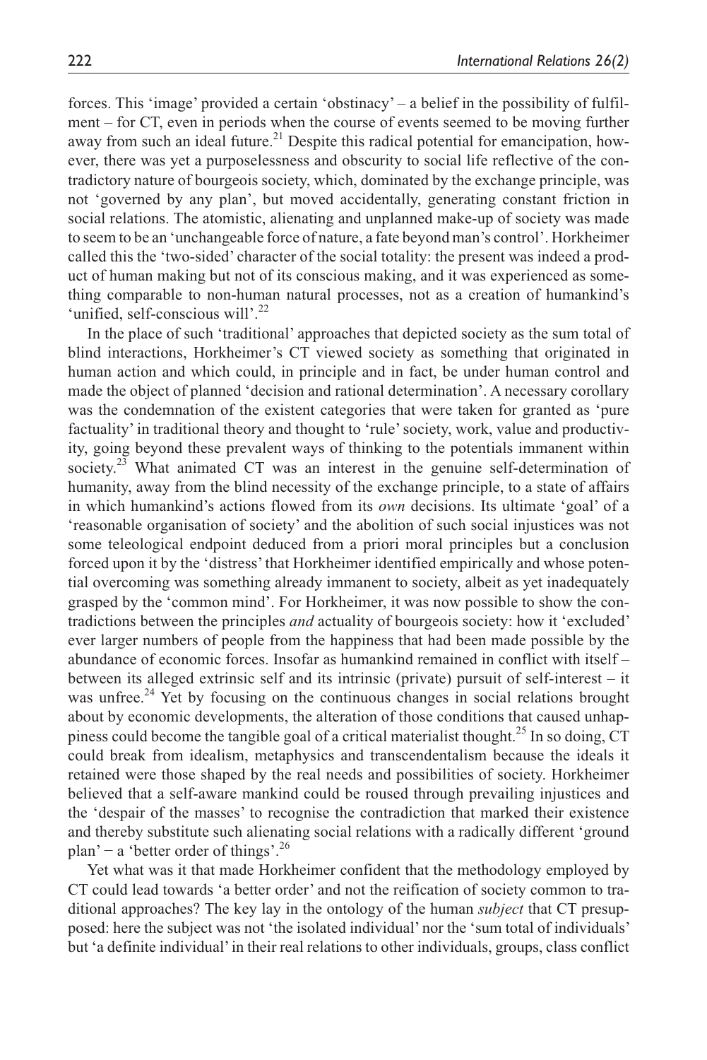forces. This 'image' provided a certain 'obstinacy' – a belief in the possibility of fulfilment – for CT, even in periods when the course of events seemed to be moving further away from such an ideal future.[21] Despite this radical potential for emancipation, however, there was yet a purposelessness and obscurity to social life reflective of the contradictory nature of bourgeois society, which, dominated by the exchange principle, was not 'governed by any plan', but moved accidentally, generating constant friction in social relations. The atomistic, alienating and unplanned make-up of society was made to seem to be an 'unchangeable force of nature, a fate beyond man's control'. Horkheimer called this the 'two-sided' character of the social totality: the present was indeed a product of human making but not of its conscious making, and it was experienced as something comparable to non-human natural processes, not as a creation of humankind's 'unified, self-conscious will'.[22]

In the place of such 'traditional' approaches that depicted society as the sum total of blind interactions, Horkheimer's CT viewed society as something that originated in human action and which could, in principle and in fact, be under human control and made the object of planned 'decision and rational determination'. A necessary corollary was the condemnation of the existent categories that were taken for granted as 'pure factuality' in traditional theory and thought to 'rule' society, work, value and productivity, going beyond these prevalent ways of thinking to the potentials immanent within society.[23] What animated CT was an interest in the genuine self-determination of humanity, away from the blind necessity of the exchange principle, to a state of affairs in which humankind's actions flowed from its *own* decisions. Its ultimate 'goal' of a 'reasonable organisation of society' and the abolition of such social injustices was not some teleological endpoint deduced from a priori moral principles but a conclusion forced upon it by the 'distress' that Horkheimer identified empirically and whose potential overcoming was something already immanent to society, albeit as yet inadequately grasped by the 'common mind'. For Horkheimer, it was now possible to show the contradictions between the principles *and* actuality of bourgeois society: how it 'excluded' ever larger numbers of people from the happiness that had been made possible by the abundance of economic forces. Insofar as humankind remained in conflict with itself – between its alleged extrinsic self and its intrinsic (private) pursuit of self-interest – it was unfree.[24] Yet by focusing on the continuous changes in social relations brought about by economic developments, the alteration of those conditions that caused unhappiness could become the tangible goal of a critical materialist thought.[25] In so doing, CT could break from idealism, metaphysics and transcendentalism because the ideals it retained were those shaped by the real needs and possibilities of society. Horkheimer believed that a self-aware mankind could be roused through prevailing injustices and the 'despair of the masses' to recognise the contradiction that marked their existence and thereby substitute such alienating social relations with a radically different 'ground plan' – a 'better order of things'.[26]

Yet what was it that made Horkheimer confident that the methodology employed by CT could lead towards 'a better order' and not the reification of society common to traditional approaches? The key lay in the ontology of the human *subject* that CT presupposed: here the subject was not 'the isolated individual' nor the 'sum total of individuals' but 'a definite individual' in their real relations to other individuals, groups, class conflict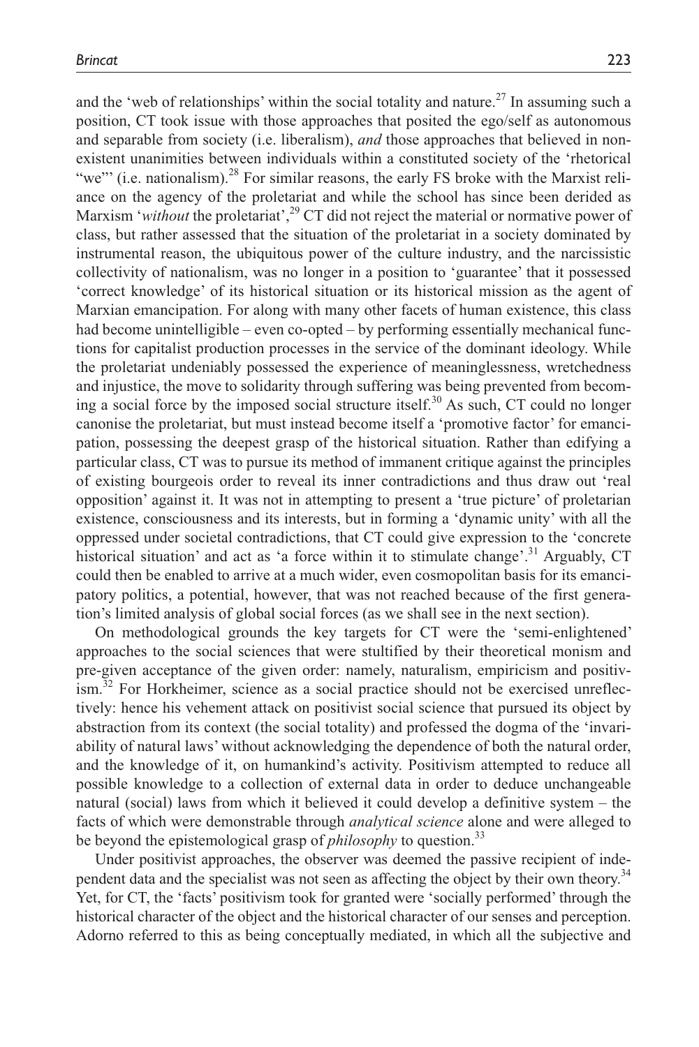and the 'web of relationships' within the social totality and nature.[27] In assuming such a position, CT took issue with those approaches that posited the ego/self as autonomous and separable from society (i.e. liberalism), *and* those approaches that believed in non-existent unanimities between individuals within a constituted society of the 'rhetorical "we"' (i.e. nationalism).[28] For similar reasons, the early FS broke with the Marxist reliance on the agency of the proletariat and while the school has since been derided as Marxism '*without* the proletariat',[29] CT did not reject the material or normative power of class, but rather assessed that the situation of the proletariat in a society dominated by instrumental reason, the ubiquitous power of the culture industry, and the narcissistic collectivity of nationalism, was no longer in a position to 'guarantee' that it possessed 'correct knowledge' of its historical situation or its historical mission as the agent of Marxian emancipation. For along with many other facets of human existence, this class had become unintelligible – even co-opted – by performing essentially mechanical functions for capitalist production processes in the service of the dominant ideology. While the proletariat undeniably possessed the experience of meaninglessness, wretchedness and injustice, the move to solidarity through suffering was being prevented from becoming a social force by the imposed social structure itself.[30] As such, CT could no longer canonise the proletariat, but must instead become itself a 'promotive factor' for emancipation, possessing the deepest grasp of the historical situation. Rather than edifying a particular class, CT was to pursue its method of immanent critique against the principles of existing bourgeois order to reveal its inner contradictions and thus draw out 'real opposition' against it. It was not in attempting to present a 'true picture' of proletarian existence, consciousness and its interests, but in forming a 'dynamic unity' with all the oppressed under societal contradictions, that CT could give expression to the 'concrete historical situation' and act as 'a force within it to stimulate change'.[31] Arguably, CT could then be enabled to arrive at a much wider, even cosmopolitan basis for its emancipatory politics, a potential, however, that was not reached because of the first generation's limited analysis of global social forces (as we shall see in the next section).

On methodological grounds the key targets for CT were the 'semi-enlightened' approaches to the social sciences that were stultified by their theoretical monism and pre-given acceptance of the given order: namely, naturalism, empiricism and positivism.[32] For Horkheimer, science as a social practice should not be exercised unreflectively: hence his vehement attack on positivist social science that pursued its object by abstraction from its context (the social totality) and professed the dogma of the 'invariability of natural laws' without acknowledging the dependence of both the natural order, and the knowledge of it, on humankind's activity. Positivism attempted to reduce all possible knowledge to a collection of external data in order to deduce unchangeable natural (social) laws from which it believed it could develop a definitive system – the facts of which were demonstrable through *analytical science* alone and were alleged to be beyond the epistemological grasp of *philosophy* to question.[33]

Under positivist approaches, the observer was deemed the passive recipient of independent data and the specialist was not seen as affecting the object by their own theory.[34] Yet, for CT, the 'facts' positivism took for granted were 'socially performed' through the historical character of the object and the historical character of our senses and perception. Adorno referred to this as being conceptually mediated, in which all the subjective and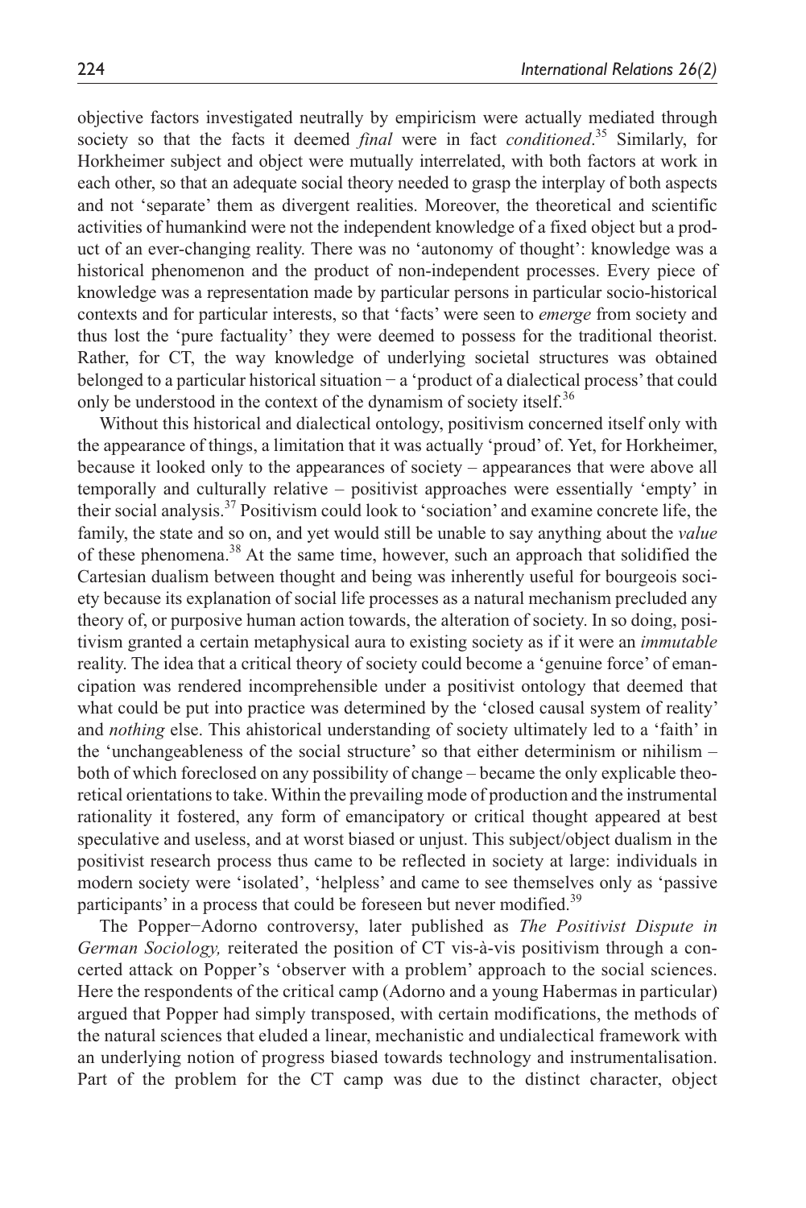objective factors investigated neutrally by empiricism were actually mediated through society so that the facts it deemed *final* were in fact *conditioned*.[35] Similarly, for Horkheimer subject and object were mutually interrelated, with both factors at work in each other, so that an adequate social theory needed to grasp the interplay of both aspects and not 'separate' them as divergent realities. Moreover, the theoretical and scientific activities of humankind were not the independent knowledge of a fixed object but a product of an ever-changing reality. There was no 'autonomy of thought': knowledge was a historical phenomenon and the product of non-independent processes. Every piece of knowledge was a representation made by particular persons in particular socio-historical contexts and for particular interests, so that 'facts' were seen to *emerge* from society and thus lost the 'pure factuality' they were deemed to possess for the traditional theorist. Rather, for CT, the way knowledge of underlying societal structures was obtained belonged to a particular historical situation − a 'product of a dialectical process' that could only be understood in the context of the dynamism of society itself.[36]

Without this historical and dialectical ontology, positivism concerned itself only with the appearance of things, a limitation that it was actually 'proud' of. Yet, for Horkheimer, because it looked only to the appearances of society – appearances that were above all temporally and culturally relative – positivist approaches were essentially 'empty' in their social analysis.[37] Positivism could look to 'sociation' and examine concrete life, the family, the state and so on, and yet would still be unable to say anything about the *value* of these phenomena.[38] At the same time, however, such an approach that solidified the Cartesian dualism between thought and being was inherently useful for bourgeois society because its explanation of social life processes as a natural mechanism precluded any theory of, or purposive human action towards, the alteration of society. In so doing, positivism granted a certain metaphysical aura to existing society as if it were an *immutable* reality. The idea that a critical theory of society could become a 'genuine force' of emancipation was rendered incomprehensible under a positivist ontology that deemed that what could be put into practice was determined by the 'closed causal system of reality' and *nothing* else. This ahistorical understanding of society ultimately led to a 'faith' in the 'unchangeableness of the social structure' so that either determinism or nihilism – both of which foreclosed on any possibility of change – became the only explicable theoretical orientations to take. Within the prevailing mode of production and the instrumental rationality it fostered, any form of emancipatory or critical thought appeared at best speculative and useless, and at worst biased or unjust. This subject/object dualism in the positivist research process thus came to be reflected in society at large: individuals in modern society were 'isolated', 'helpless' and came to see themselves only as 'passive participants' in a process that could be foreseen but never modified.[39]

The Popper−Adorno controversy, later published as *The Positivist Dispute in German Sociology,* reiterated the position of CT vis-à-vis positivism through a concerted attack on Popper's 'observer with a problem' approach to the social sciences. Here the respondents of the critical camp (Adorno and a young Habermas in particular) argued that Popper had simply transposed, with certain modifications, the methods of the natural sciences that eluded a linear, mechanistic and undialectical framework with an underlying notion of progress biased towards technology and instrumentalisation. Part of the problem for the CT camp was due to the distinct character, object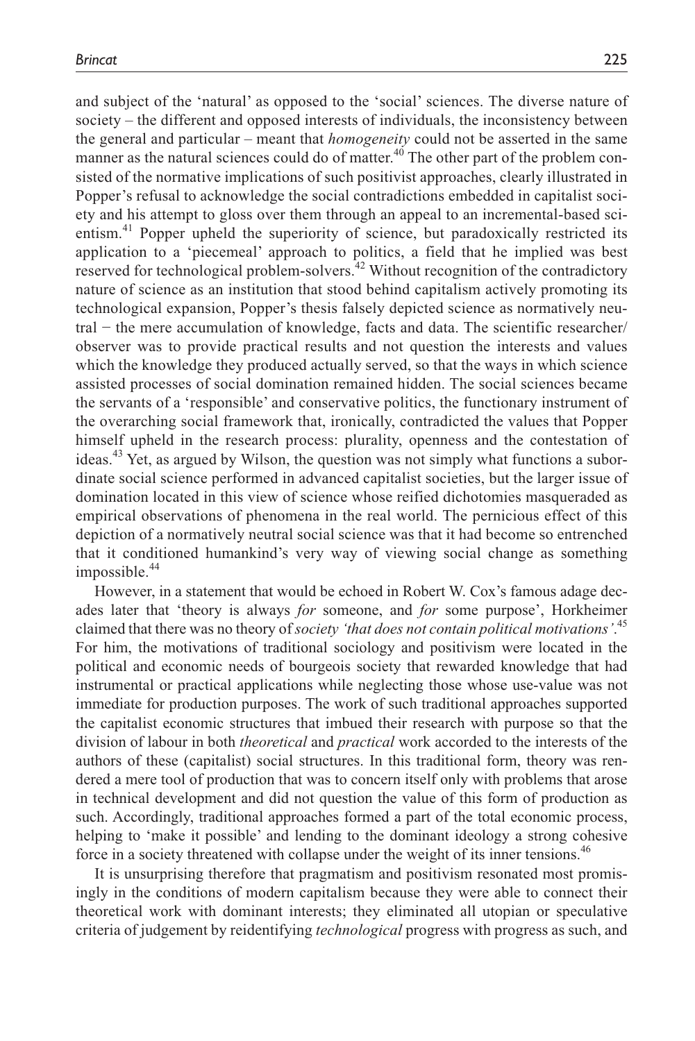and subject of the 'natural' as opposed to the 'social' sciences. The diverse nature of society – the different and opposed interests of individuals, the inconsistency between the general and particular – meant that *homogeneity* could not be asserted in the same manner as the natural sciences could do of matter.[40] The other part of the problem consisted of the normative implications of such positivist approaches, clearly illustrated in Popper's refusal to acknowledge the social contradictions embedded in capitalist society and his attempt to gloss over them through an appeal to an incremental-based scientism.[41] Popper upheld the superiority of science, but paradoxically restricted its application to a 'piecemeal' approach to politics, a field that he implied was best reserved for technological problem-solvers.[42] Without recognition of the contradictory nature of science as an institution that stood behind capitalism actively promoting its technological expansion, Popper's thesis falsely depicted science as normatively neutral − the mere accumulation of knowledge, facts and data. The scientific researcher/observer was to provide practical results and not question the interests and values which the knowledge they produced actually served, so that the ways in which science assisted processes of social domination remained hidden. The social sciences became the servants of a 'responsible' and conservative politics, the functionary instrument of the overarching social framework that, ironically, contradicted the values that Popper himself upheld in the research process: plurality, openness and the contestation of ideas.[43] Yet, as argued by Wilson, the question was not simply what functions a subordinate social science performed in advanced capitalist societies, but the larger issue of domination located in this view of science whose reified dichotomies masqueraded as empirical observations of phenomena in the real world. The pernicious effect of this depiction of a normatively neutral social science was that it had become so entrenched that it conditioned humankind's very way of viewing social change as something impossible.[44]

However, in a statement that would be echoed in Robert W. Cox's famous adage decades later that 'theory is always *for* someone, and *for* some purpose', Horkheimer claimed that there was no theory of *society 'that does not contain political motivations'*.[45] For him, the motivations of traditional sociology and positivism were located in the political and economic needs of bourgeois society that rewarded knowledge that had instrumental or practical applications while neglecting those whose use-value was not immediate for production purposes. The work of such traditional approaches supported the capitalist economic structures that imbued their research with purpose so that the division of labour in both *theoretical* and *practical* work accorded to the interests of the authors of these (capitalist) social structures. In this traditional form, theory was rendered a mere tool of production that was to concern itself only with problems that arose in technical development and did not question the value of this form of production as such. Accordingly, traditional approaches formed a part of the total economic process, helping to 'make it possible' and lending to the dominant ideology a strong cohesive force in a society threatened with collapse under the weight of its inner tensions.[46]

It is unsurprising therefore that pragmatism and positivism resonated most promisingly in the conditions of modern capitalism because they were able to connect their theoretical work with dominant interests; they eliminated all utopian or speculative criteria of judgement by reidentifying *technological* progress with progress as such, and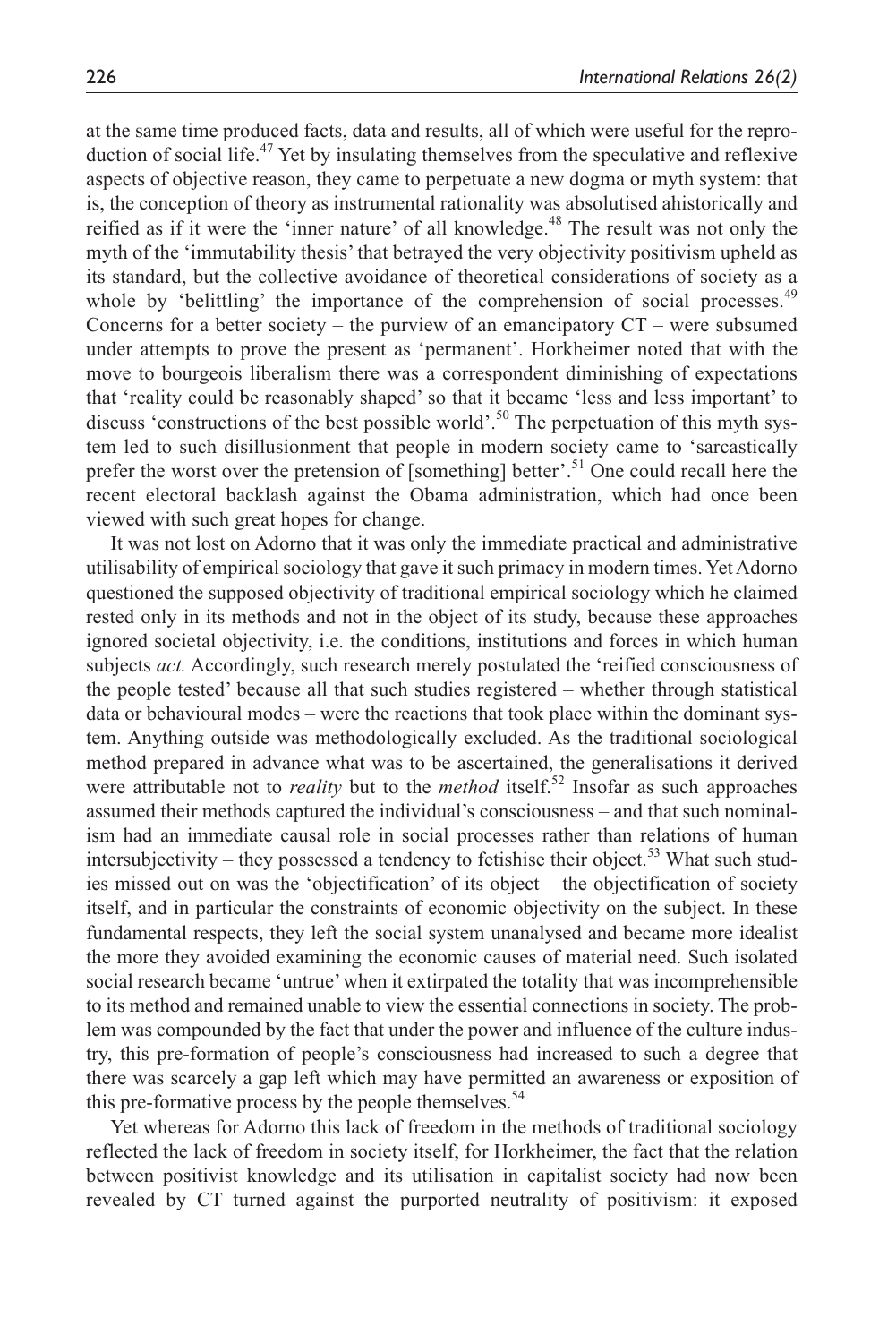at the same time produced facts, data and results, all of which were useful for the reproduction of social life.[47] Yet by insulating themselves from the speculative and reflexive aspects of objective reason, they came to perpetuate a new dogma or myth system: that is, the conception of theory as instrumental rationality was absolutised ahistorically and reified as if it were the 'inner nature' of all knowledge.[48] The result was not only the myth of the 'immutability thesis' that betrayed the very objectivity positivism upheld as its standard, but the collective avoidance of theoretical considerations of society as a whole by 'belittling' the importance of the comprehension of social processes.[49] Concerns for a better society – the purview of an emancipatory CT – were subsumed under attempts to prove the present as 'permanent'. Horkheimer noted that with the move to bourgeois liberalism there was a correspondent diminishing of expectations that 'reality could be reasonably shaped' so that it became 'less and less important' to discuss 'constructions of the best possible world'.[50] The perpetuation of this myth system led to such disillusionment that people in modern society came to 'sarcastically prefer the worst over the pretension of [something] better'.[51] One could recall here the recent electoral backlash against the Obama administration, which had once been viewed with such great hopes for change.

It was not lost on Adorno that it was only the immediate practical and administrative utilisability of empirical sociology that gave it such primacy in modern times. Yet Adorno questioned the supposed objectivity of traditional empirical sociology which he claimed rested only in its methods and not in the object of its study, because these approaches ignored societal objectivity, i.e. the conditions, institutions and forces in which human subjects *act.* Accordingly, such research merely postulated the 'reified consciousness of the people tested' because all that such studies registered – whether through statistical data or behavioural modes – were the reactions that took place within the dominant system. Anything outside was methodologically excluded. As the traditional sociological method prepared in advance what was to be ascertained, the generalisations it derived were attributable not to *reality* but to the *method* itself.[52] Insofar as such approaches assumed their methods captured the individual's consciousness – and that such nominalism had an immediate causal role in social processes rather than relations of human intersubjectivity – they possessed a tendency to fetishise their object.[53] What such studies missed out on was the 'objectification' of its object – the objectification of society itself, and in particular the constraints of economic objectivity on the subject. In these fundamental respects, they left the social system unanalysed and became more idealist the more they avoided examining the economic causes of material need. Such isolated social research became 'untrue' when it extirpated the totality that was incomprehensible to its method and remained unable to view the essential connections in society. The problem was compounded by the fact that under the power and influence of the culture industry, this pre-formation of people's consciousness had increased to such a degree that there was scarcely a gap left which may have permitted an awareness or exposition of this pre-formative process by the people themselves.[54]

Yet whereas for Adorno this lack of freedom in the methods of traditional sociology reflected the lack of freedom in society itself, for Horkheimer, the fact that the relation between positivist knowledge and its utilisation in capitalist society had now been revealed by CT turned against the purported neutrality of positivism: it exposed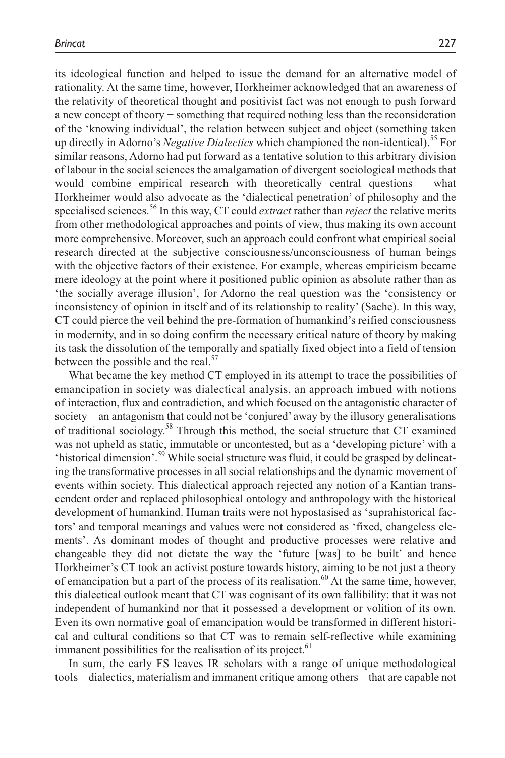its ideological function and helped to issue the demand for an alternative model of rationality. At the same time, however, Horkheimer acknowledged that an awareness of the relativity of theoretical thought and positivist fact was not enough to push forward a new concept of theory − something that required nothing less than the reconsideration of the 'knowing individual', the relation between subject and object (something taken up directly in Adorno's *Negative Dialectics* which championed the non-identical).[55] For similar reasons, Adorno had put forward as a tentative solution to this arbitrary division of labour in the social sciences the amalgamation of divergent sociological methods that would combine empirical research with theoretically central questions – what Horkheimer would also advocate as the 'dialectical penetration' of philosophy and the specialised sciences.[56] In this way, CT could *extract* rather than *reject* the relative merits from other methodological approaches and points of view, thus making its own account more comprehensive. Moreover, such an approach could confront what empirical social research directed at the subjective consciousness/unconsciousness of human beings with the objective factors of their existence. For example, whereas empiricism became mere ideology at the point where it positioned public opinion as absolute rather than as 'the socially average illusion', for Adorno the real question was the 'consistency or inconsistency of opinion in itself and of its relationship to reality' (Sache). In this way, CT could pierce the veil behind the pre-formation of humankind's reified consciousness in modernity, and in so doing confirm the necessary critical nature of theory by making its task the dissolution of the temporally and spatially fixed object into a field of tension between the possible and the real.[57]

What became the key method CT employed in its attempt to trace the possibilities of emancipation in society was dialectical analysis, an approach imbued with notions of interaction, flux and contradiction, and which focused on the antagonistic character of society − an antagonism that could not be 'conjured' away by the illusory generalisations of traditional sociology.[58] Through this method, the social structure that CT examined was not upheld as static, immutable or uncontested, but as a 'developing picture' with a 'historical dimension'.[59] While social structure was fluid, it could be grasped by delineating the transformative processes in all social relationships and the dynamic movement of events within society. This dialectical approach rejected any notion of a Kantian transcendent order and replaced philosophical ontology and anthropology with the historical development of humankind. Human traits were not hypostasised as 'suprahistorical factors' and temporal meanings and values were not considered as 'fixed, changeless elements'. As dominant modes of thought and productive processes were relative and changeable they did not dictate the way the 'future [was] to be built' and hence Horkheimer's CT took an activist posture towards history, aiming to be not just a theory of emancipation but a part of the process of its realisation.[60] At the same time, however, this dialectical outlook meant that CT was cognisant of its own fallibility: that it was not independent of humankind nor that it possessed a development or volition of its own. Even its own normative goal of emancipation would be transformed in different historical and cultural conditions so that CT was to remain self-reflective while examining immanent possibilities for the realisation of its project.[61]

In sum, the early FS leaves IR scholars with a range of unique methodological tools – dialectics, materialism and immanent critique among others – that are capable not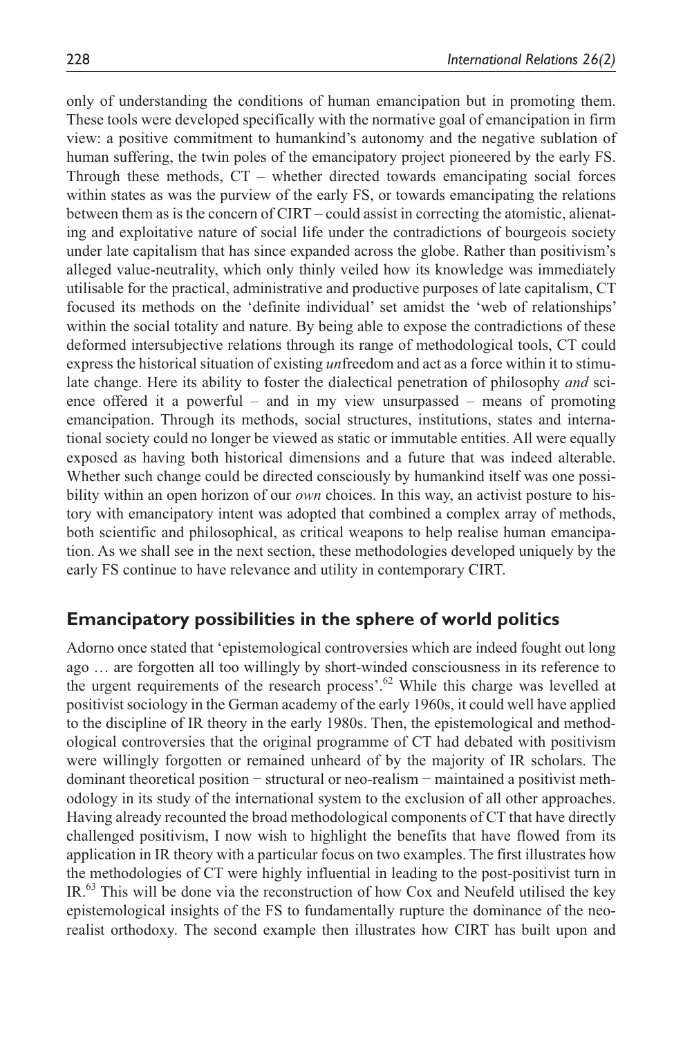only of understanding the conditions of human emancipation but in promoting them. These tools were developed specifically with the normative goal of emancipation in firm view: a positive commitment to humankind's autonomy and the negative sublation of human suffering, the twin poles of the emancipatory project pioneered by the early FS. Through these methods, CT – whether directed towards emancipating social forces within states as was the purview of the early FS, or towards emancipating the relations between them as is the concern of CIRT – could assist in correcting the atomistic, alienating and exploitative nature of social life under the contradictions of bourgeois society under late capitalism that has since expanded across the globe. Rather than positivism's alleged value-neutrality, which only thinly veiled how its knowledge was immediately utilisable for the practical, administrative and productive purposes of late capitalism, CT focused its methods on the 'definite individual' set amidst the 'web of relationships' within the social totality and nature. By being able to expose the contradictions of these deformed intersubjective relations through its range of methodological tools, CT could express the historical situation of existing *un*freedom and act as a force within it to stimulate change. Here its ability to foster the dialectical penetration of philosophy *and* science offered it a powerful – and in my view unsurpassed – means of promoting emancipation. Through its methods, social structures, institutions, states and international society could no longer be viewed as static or immutable entities. All were equally exposed as having both historical dimensions and a future that was indeed alterable. Whether such change could be directed consciously by humankind itself was one possibility within an open horizon of our *own* choices. In this way, an activist posture to history with emancipatory intent was adopted that combined a complex array of methods, both scientific and philosophical, as critical weapons to help realise human emancipation. As we shall see in the next section, these methodologies developed uniquely by the early FS continue to have relevance and utility in contemporary CIRT.

## Emancipatory possibilities in the sphere of world politics

Adorno once stated that 'epistemological controversies which are indeed fought out long ago … are forgotten all too willingly by short-winded consciousness in its reference to the urgent requirements of the research process'.[62] While this charge was levelled at positivist sociology in the German academy of the early 1960s, it could well have applied to the discipline of IR theory in the early 1980s. Then, the epistemological and methodological controversies that the original programme of CT had debated with positivism were willingly forgotten or remained unheard of by the majority of IR scholars. The dominant theoretical position − structural or neo-realism − maintained a positivist methodology in its study of the international system to the exclusion of all other approaches. Having already recounted the broad methodological components of CT that have directly challenged positivism, I now wish to highlight the benefits that have flowed from its application in IR theory with a particular focus on two examples. The first illustrates how the methodologies of CT were highly influential in leading to the post-positivist turn in IR.[63] This will be done via the reconstruction of how Cox and Neufeld utilised the key epistemological insights of the FS to fundamentally rupture the dominance of the neo-realist orthodoxy. The second example then illustrates how CIRT has built upon and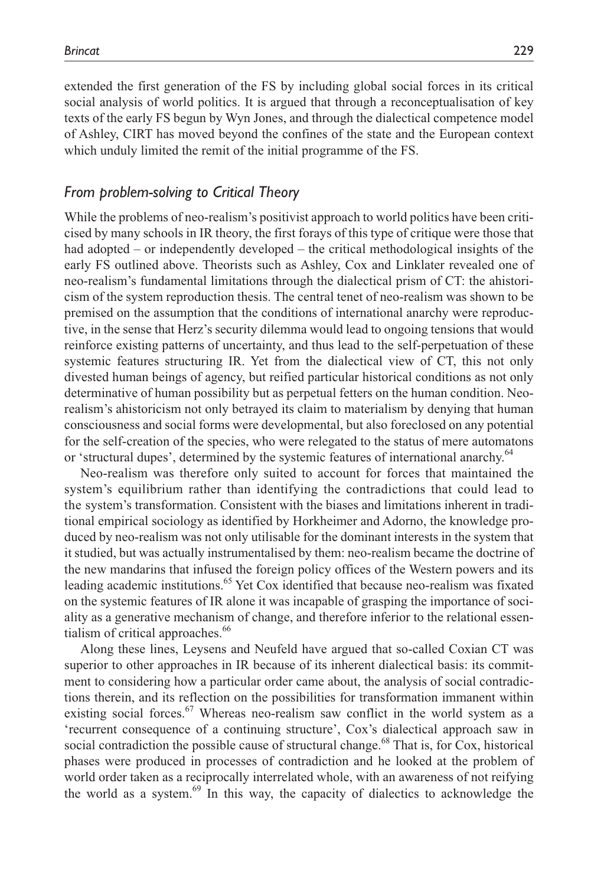extended the first generation of the FS by including global social forces in its critical social analysis of world politics. It is argued that through a reconceptualisation of key texts of the early FS begun by Wyn Jones, and through the dialectical competence model of Ashley, CIRT has moved beyond the confines of the state and the European context which unduly limited the remit of the initial programme of the FS.

### *From problem-solving to Critical Theory*

While the problems of neo-realism's positivist approach to world politics have been criticised by many schools in IR theory, the first forays of this type of critique were those that had adopted – or independently developed – the critical methodological insights of the early FS outlined above. Theorists such as Ashley, Cox and Linklater revealed one of neo-realism's fundamental limitations through the dialectical prism of CT: the ahistoricism of the system reproduction thesis. The central tenet of neo-realism was shown to be premised on the assumption that the conditions of international anarchy were reproductive, in the sense that Herz's security dilemma would lead to ongoing tensions that would reinforce existing patterns of uncertainty, and thus lead to the self-perpetuation of these systemic features structuring IR. Yet from the dialectical view of CT, this not only divested human beings of agency, but reified particular historical conditions as not only determinative of human possibility but as perpetual fetters on the human condition. Neo-realism's ahistoricism not only betrayed its claim to materialism by denying that human consciousness and social forms were developmental, but also foreclosed on any potential for the self-creation of the species, who were relegated to the status of mere automatons or 'structural dupes', determined by the systemic features of international anarchy.[64]

Neo-realism was therefore only suited to account for forces that maintained the system's equilibrium rather than identifying the contradictions that could lead to the system's transformation. Consistent with the biases and limitations inherent in traditional empirical sociology as identified by Horkheimer and Adorno, the knowledge produced by neo-realism was not only utilisable for the dominant interests in the system that it studied, but was actually instrumentalised by them: neo-realism became the doctrine of the new mandarins that infused the foreign policy offices of the Western powers and its leading academic institutions.[65] Yet Cox identified that because neo-realism was fixated on the systemic features of IR alone it was incapable of grasping the importance of sociality as a generative mechanism of change, and therefore inferior to the relational essentialism of critical approaches.[66]

Along these lines, Leysens and Neufeld have argued that so-called Coxian CT was superior to other approaches in IR because of its inherent dialectical basis: its commitment to considering how a particular order came about, the analysis of social contradictions therein, and its reflection on the possibilities for transformation immanent within existing social forces.[67] Whereas neo-realism saw conflict in the world system as a 'recurrent consequence of a continuing structure', Cox's dialectical approach saw in social contradiction the possible cause of structural change.[68] That is, for Cox, historical phases were produced in processes of contradiction and he looked at the problem of world order taken as a reciprocally interrelated whole, with an awareness of not reifying the world as a system.[69] In this way, the capacity of dialectics to acknowledge the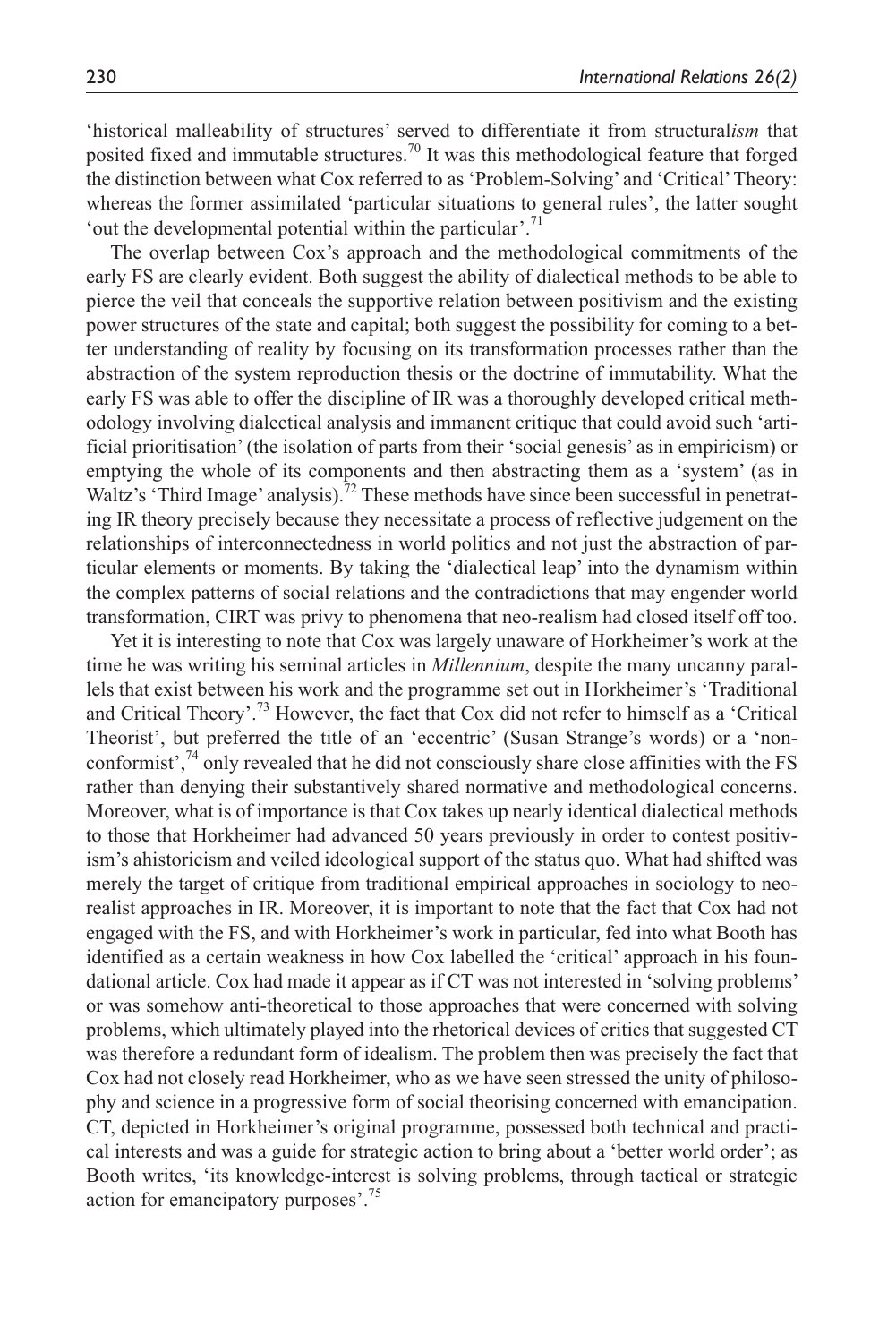'historical malleability of structures' served to differentiate it from structural*ism* that posited fixed and immutable structures.[70] It was this methodological feature that forged the distinction between what Cox referred to as 'Problem-Solving' and 'Critical' Theory: whereas the former assimilated 'particular situations to general rules', the latter sought 'out the developmental potential within the particular'.[71]

The overlap between Cox's approach and the methodological commitments of the early FS are clearly evident. Both suggest the ability of dialectical methods to be able to pierce the veil that conceals the supportive relation between positivism and the existing power structures of the state and capital; both suggest the possibility for coming to a better understanding of reality by focusing on its transformation processes rather than the abstraction of the system reproduction thesis or the doctrine of immutability. What the early FS was able to offer the discipline of IR was a thoroughly developed critical methodology involving dialectical analysis and immanent critique that could avoid such 'artificial prioritisation' (the isolation of parts from their 'social genesis' as in empiricism) or emptying the whole of its components and then abstracting them as a 'system' (as in Waltz's 'Third Image' analysis).[72] These methods have since been successful in penetrating IR theory precisely because they necessitate a process of reflective judgement on the relationships of interconnectedness in world politics and not just the abstraction of particular elements or moments. By taking the 'dialectical leap' into the dynamism within the complex patterns of social relations and the contradictions that may engender world transformation, CIRT was privy to phenomena that neo-realism had closed itself off too.

Yet it is interesting to note that Cox was largely unaware of Horkheimer's work at the time he was writing his seminal articles in *Millennium*, despite the many uncanny parallels that exist between his work and the programme set out in Horkheimer's 'Traditional and Critical Theory'.[73] However, the fact that Cox did not refer to himself as a 'Critical Theorist', but preferred the title of an 'eccentric' (Susan Strange's words) or a 'nonconformist',[74] only revealed that he did not consciously share close affinities with the FS rather than denying their substantively shared normative and methodological concerns. Moreover, what is of importance is that Cox takes up nearly identical dialectical methods to those that Horkheimer had advanced 50 years previously in order to contest positivism's ahistoricism and veiled ideological support of the status quo. What had shifted was merely the target of critique from traditional empirical approaches in sociology to neorealist approaches in IR. Moreover, it is important to note that the fact that Cox had not engaged with the FS, and with Horkheimer's work in particular, fed into what Booth has identified as a certain weakness in how Cox labelled the 'critical' approach in his foundational article. Cox had made it appear as if CT was not interested in 'solving problems' or was somehow anti-theoretical to those approaches that were concerned with solving problems, which ultimately played into the rhetorical devices of critics that suggested CT was therefore a redundant form of idealism. The problem then was precisely the fact that Cox had not closely read Horkheimer, who as we have seen stressed the unity of philosophy and science in a progressive form of social theorising concerned with emancipation. CT, depicted in Horkheimer's original programme, possessed both technical and practical interests and was a guide for strategic action to bring about a 'better world order'; as Booth writes, 'its knowledge-interest is solving problems, through tactical or strategic action for emancipatory purposes'.[75]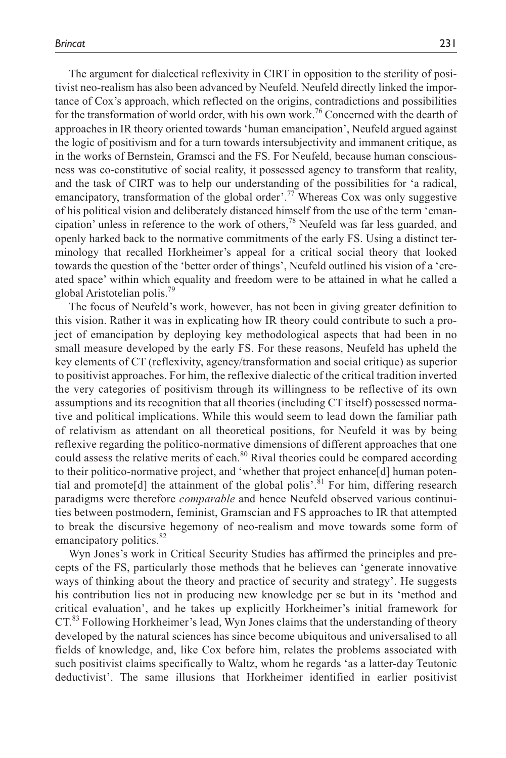The argument for dialectical reflexivity in CIRT in opposition to the sterility of positivist neo-realism has also been advanced by Neufeld. Neufeld directly linked the importance of Cox's approach, which reflected on the origins, contradictions and possibilities for the transformation of world order, with his own work.[76] Concerned with the dearth of approaches in IR theory oriented towards 'human emancipation', Neufeld argued against the logic of positivism and for a turn towards intersubjectivity and immanent critique, as in the works of Bernstein, Gramsci and the FS. For Neufeld, because human consciousness was co-constitutive of social reality, it possessed agency to transform that reality, and the task of CIRT was to help our understanding of the possibilities for 'a radical, emancipatory, transformation of the global order'.[77] Whereas Cox was only suggestive of his political vision and deliberately distanced himself from the use of the term 'emancipation' unless in reference to the work of others,[78] Neufeld was far less guarded, and openly harked back to the normative commitments of the early FS. Using a distinct terminology that recalled Horkheimer's appeal for a critical social theory that looked towards the question of the 'better order of things', Neufeld outlined his vision of a 'created space' within which equality and freedom were to be attained in what he called a global Aristotelian polis.[79]

The focus of Neufeld's work, however, has not been in giving greater definition to this vision. Rather it was in explicating how IR theory could contribute to such a project of emancipation by deploying key methodological aspects that had been in no small measure developed by the early FS. For these reasons, Neufeld has upheld the key elements of CT (reflexivity, agency/transformation and social critique) as superior to positivist approaches. For him, the reflexive dialectic of the critical tradition inverted the very categories of positivism through its willingness to be reflective of its own assumptions and its recognition that all theories (including CT itself) possessed normative and political implications. While this would seem to lead down the familiar path of relativism as attendant on all theoretical positions, for Neufeld it was by being reflexive regarding the politico-normative dimensions of different approaches that one could assess the relative merits of each.[80] Rival theories could be compared according to their politico-normative project, and 'whether that project enhance[d] human potential and promote[d] the attainment of the global polis'.[81] For him, differing research paradigms were therefore *comparable* and hence Neufeld observed various continuities between postmodern, feminist, Gramscian and FS approaches to IR that attempted to break the discursive hegemony of neo-realism and move towards some form of emancipatory politics.[82]

Wyn Jones's work in Critical Security Studies has affirmed the principles and precepts of the FS, particularly those methods that he believes can 'generate innovative ways of thinking about the theory and practice of security and strategy'. He suggests his contribution lies not in producing new knowledge per se but in its 'method and critical evaluation', and he takes up explicitly Horkheimer's initial framework for CT.[83] Following Horkheimer's lead, Wyn Jones claims that the understanding of theory developed by the natural sciences has since become ubiquitous and universalised to all fields of knowledge, and, like Cox before him, relates the problems associated with such positivist claims specifically to Waltz, whom he regards 'as a latter-day Teutonic deductivist'. The same illusions that Horkheimer identified in earlier positivist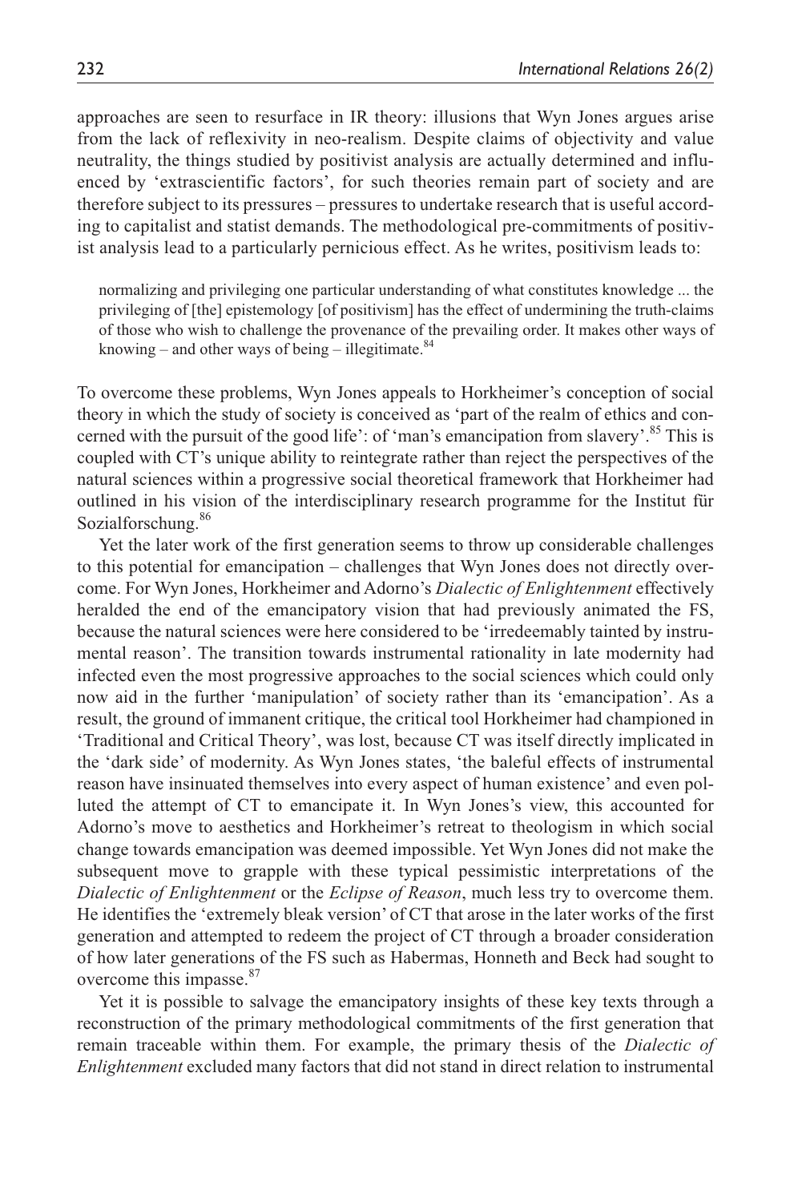approaches are seen to resurface in IR theory: illusions that Wyn Jones argues arise from the lack of reflexivity in neo-realism. Despite claims of objectivity and value neutrality, the things studied by positivist analysis are actually determined and influenced by 'extrascientific factors', for such theories remain part of society and are therefore subject to its pressures – pressures to undertake research that is useful according to capitalist and statist demands. The methodological pre-commitments of positivist analysis lead to a particularly pernicious effect. As he writes, positivism leads to:

> normalizing and privileging one particular understanding of what constitutes knowledge ... the privileging of [the] epistemology [of positivism] has the effect of undermining the truth-claims of those who wish to challenge the provenance of the prevailing order. It makes other ways of knowing – and other ways of being – illegitimate.[84]

To overcome these problems, Wyn Jones appeals to Horkheimer's conception of social theory in which the study of society is conceived as 'part of the realm of ethics and concerned with the pursuit of the good life': of 'man's emancipation from slavery'.[85] This is coupled with CT's unique ability to reintegrate rather than reject the perspectives of the natural sciences within a progressive social theoretical framework that Horkheimer had outlined in his vision of the interdisciplinary research programme for the Institut für Sozialforschung.[86]

Yet the later work of the first generation seems to throw up considerable challenges to this potential for emancipation – challenges that Wyn Jones does not directly overcome. For Wyn Jones, Horkheimer and Adorno's *Dialectic of Enlightenment* effectively heralded the end of the emancipatory vision that had previously animated the FS, because the natural sciences were here considered to be 'irredeemably tainted by instrumental reason'. The transition towards instrumental rationality in late modernity had infected even the most progressive approaches to the social sciences which could only now aid in the further 'manipulation' of society rather than its 'emancipation'. As a result, the ground of immanent critique, the critical tool Horkheimer had championed in 'Traditional and Critical Theory', was lost, because CT was itself directly implicated in the 'dark side' of modernity. As Wyn Jones states, 'the baleful effects of instrumental reason have insinuated themselves into every aspect of human existence' and even polluted the attempt of CT to emancipate it. In Wyn Jones's view, this accounted for Adorno's move to aesthetics and Horkheimer's retreat to theologism in which social change towards emancipation was deemed impossible. Yet Wyn Jones did not make the subsequent move to grapple with these typical pessimistic interpretations of the *Dialectic of Enlightenment* or the *Eclipse of Reason*, much less try to overcome them. He identifies the 'extremely bleak version' of CT that arose in the later works of the first generation and attempted to redeem the project of CT through a broader consideration of how later generations of the FS such as Habermas, Honneth and Beck had sought to overcome this impasse.[87]

Yet it is possible to salvage the emancipatory insights of these key texts through a reconstruction of the primary methodological commitments of the first generation that remain traceable within them. For example, the primary thesis of the *Dialectic of Enlightenment* excluded many factors that did not stand in direct relation to instrumental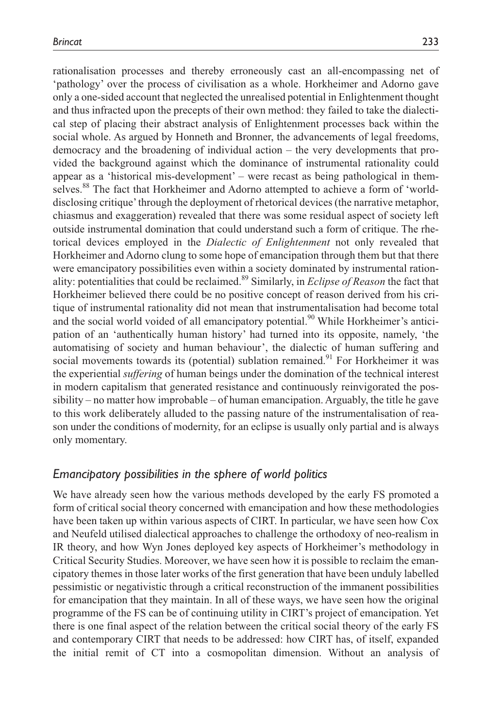rationalisation processes and thereby erroneously cast an all-encompassing net of 'pathology' over the process of civilisation as a whole. Horkheimer and Adorno gave only a one-sided account that neglected the unrealised potential in Enlightenment thought and thus infracted upon the precepts of their own method: they failed to take the dialectical step of placing their abstract analysis of Enlightenment processes back within the social whole. As argued by Honneth and Bronner, the advancements of legal freedoms, democracy and the broadening of individual action – the very developments that provided the background against which the dominance of instrumental rationality could appear as a 'historical mis-development' – were recast as being pathological in themselves.[88] The fact that Horkheimer and Adorno attempted to achieve a form of 'world-disclosing critique' through the deployment of rhetorical devices (the narrative metaphor, chiasmus and exaggeration) revealed that there was some residual aspect of society left outside instrumental domination that could understand such a form of critique. The rhetorical devices employed in the *Dialectic of Enlightenment* not only revealed that Horkheimer and Adorno clung to some hope of emancipation through them but that there were emancipatory possibilities even within a society dominated by instrumental rationality: potentialities that could be reclaimed.[89] Similarly, in *Eclipse of Reason* the fact that Horkheimer believed there could be no positive concept of reason derived from his critique of instrumental rationality did not mean that instrumentalisation had become total and the social world voided of all emancipatory potential.[90] While Horkheimer's anticipation of an 'authentically human history' had turned into its opposite, namely, 'the automatising of society and human behaviour', the dialectic of human suffering and social movements towards its (potential) sublation remained.[91] For Horkheimer it was the experiential *suffering* of human beings under the domination of the technical interest in modern capitalism that generated resistance and continuously reinvigorated the possibility – no matter how improbable – of human emancipation. Arguably, the title he gave to this work deliberately alluded to the passing nature of the instrumentalisation of reason under the conditions of modernity, for an eclipse is usually only partial and is always only momentary.

## *Emancipatory possibilities in the sphere of world politics*

We have already seen how the various methods developed by the early FS promoted a form of critical social theory concerned with emancipation and how these methodologies have been taken up within various aspects of CIRT. In particular, we have seen how Cox and Neufeld utilised dialectical approaches to challenge the orthodoxy of neo-realism in IR theory, and how Wyn Jones deployed key aspects of Horkheimer's methodology in Critical Security Studies. Moreover, we have seen how it is possible to reclaim the emancipatory themes in those later works of the first generation that have been unduly labelled pessimistic or negativistic through a critical reconstruction of the immanent possibilities for emancipation that they maintain. In all of these ways, we have seen how the original programme of the FS can be of continuing utility in CIRT's project of emancipation. Yet there is one final aspect of the relation between the critical social theory of the early FS and contemporary CIRT that needs to be addressed: how CIRT has, of itself, expanded the initial remit of CT into a cosmopolitan dimension. Without an analysis of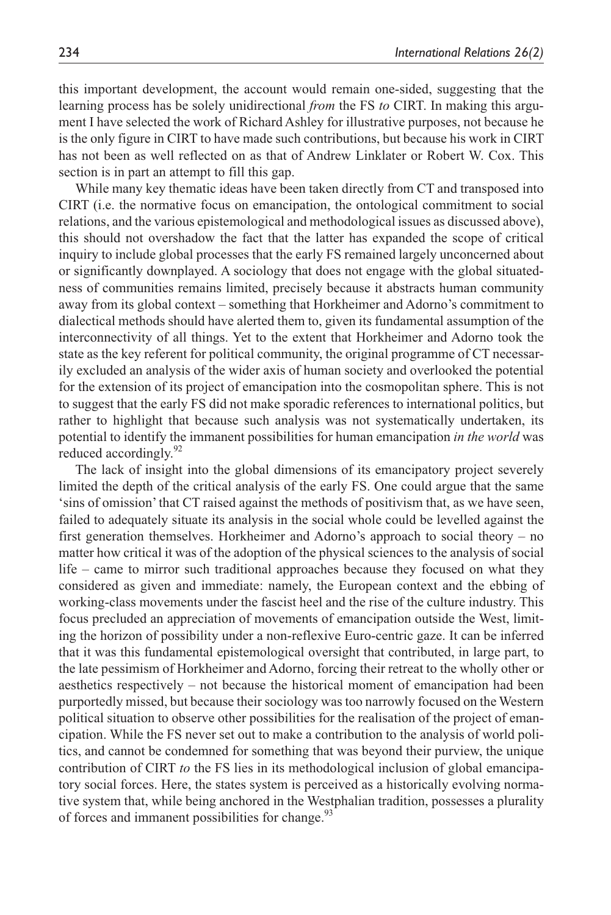this important development, the account would remain one-sided, suggesting that the learning process has be solely unidirectional *from* the FS *to* CIRT. In making this argument I have selected the work of Richard Ashley for illustrative purposes, not because he is the only figure in CIRT to have made such contributions, but because his work in CIRT has not been as well reflected on as that of Andrew Linklater or Robert W. Cox. This section is in part an attempt to fill this gap.

While many key thematic ideas have been taken directly from CT and transposed into CIRT (i.e. the normative focus on emancipation, the ontological commitment to social relations, and the various epistemological and methodological issues as discussed above), this should not overshadow the fact that the latter has expanded the scope of critical inquiry to include global processes that the early FS remained largely unconcerned about or significantly downplayed. A sociology that does not engage with the global situatedness of communities remains limited, precisely because it abstracts human community away from its global context – something that Horkheimer and Adorno's commitment to dialectical methods should have alerted them to, given its fundamental assumption of the interconnectivity of all things. Yet to the extent that Horkheimer and Adorno took the state as the key referent for political community, the original programme of CT necessarily excluded an analysis of the wider axis of human society and overlooked the potential for the extension of its project of emancipation into the cosmopolitan sphere. This is not to suggest that the early FS did not make sporadic references to international politics, but rather to highlight that because such analysis was not systematically undertaken, its potential to identify the immanent possibilities for human emancipation *in the world* was reduced accordingly.[92]

The lack of insight into the global dimensions of its emancipatory project severely limited the depth of the critical analysis of the early FS. One could argue that the same 'sins of omission' that CT raised against the methods of positivism that, as we have seen, failed to adequately situate its analysis in the social whole could be levelled against the first generation themselves. Horkheimer and Adorno's approach to social theory – no matter how critical it was of the adoption of the physical sciences to the analysis of social life – came to mirror such traditional approaches because they focused on what they considered as given and immediate: namely, the European context and the ebbing of working-class movements under the fascist heel and the rise of the culture industry. This focus precluded an appreciation of movements of emancipation outside the West, limiting the horizon of possibility under a non-reflexive Euro-centric gaze. It can be inferred that it was this fundamental epistemological oversight that contributed, in large part, to the late pessimism of Horkheimer and Adorno, forcing their retreat to the wholly other or aesthetics respectively – not because the historical moment of emancipation had been purportedly missed, but because their sociology was too narrowly focused on the Western political situation to observe other possibilities for the realisation of the project of emancipation. While the FS never set out to make a contribution to the analysis of world politics, and cannot be condemned for something that was beyond their purview, the unique contribution of CIRT *to* the FS lies in its methodological inclusion of global emancipatory social forces. Here, the states system is perceived as a historically evolving normative system that, while being anchored in the Westphalian tradition, possesses a plurality of forces and immanent possibilities for change.[93]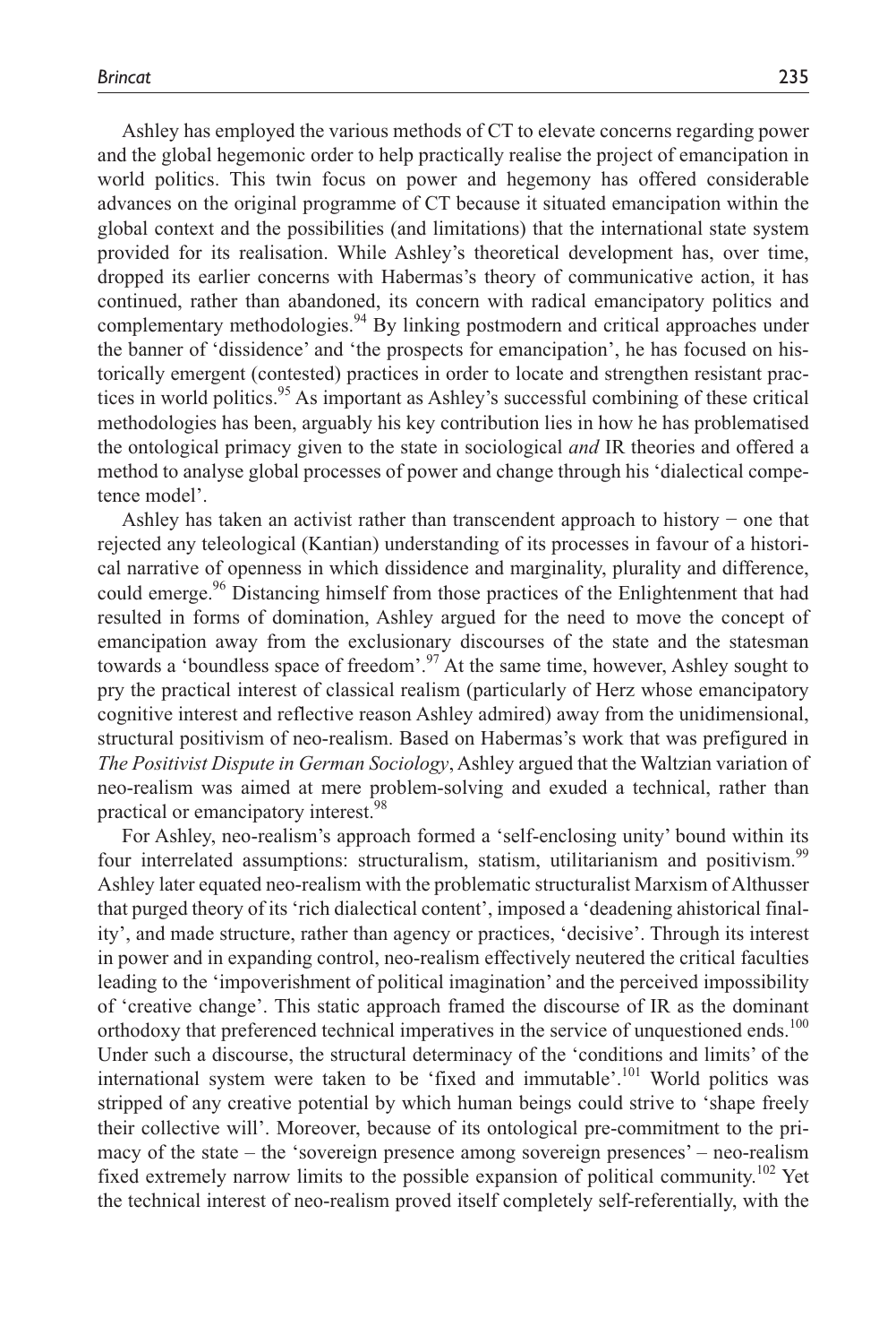Ashley has employed the various methods of CT to elevate concerns regarding power and the global hegemonic order to help practically realise the project of emancipation in world politics. This twin focus on power and hegemony has offered considerable advances on the original programme of CT because it situated emancipation within the global context and the possibilities (and limitations) that the international state system provided for its realisation. While Ashley's theoretical development has, over time, dropped its earlier concerns with Habermas's theory of communicative action, it has continued, rather than abandoned, its concern with radical emancipatory politics and complementary methodologies.[94] By linking postmodern and critical approaches under the banner of 'dissidence' and 'the prospects for emancipation', he has focused on historically emergent (contested) practices in order to locate and strengthen resistant practices in world politics.[95] As important as Ashley's successful combining of these critical methodologies has been, arguably his key contribution lies in how he has problematised the ontological primacy given to the state in sociological *and* IR theories and offered a method to analyse global processes of power and change through his 'dialectical competence model'.

Ashley has taken an activist rather than transcendent approach to history − one that rejected any teleological (Kantian) understanding of its processes in favour of a historical narrative of openness in which dissidence and marginality, plurality and difference, could emerge.[96] Distancing himself from those practices of the Enlightenment that had resulted in forms of domination, Ashley argued for the need to move the concept of emancipation away from the exclusionary discourses of the state and the statesman towards a 'boundless space of freedom'.[97] At the same time, however, Ashley sought to pry the practical interest of classical realism (particularly of Herz whose emancipatory cognitive interest and reflective reason Ashley admired) away from the unidimensional, structural positivism of neo-realism. Based on Habermas's work that was prefigured in *The Positivist Dispute in German Sociology*, Ashley argued that the Waltzian variation of neo-realism was aimed at mere problem-solving and exuded a technical, rather than practical or emancipatory interest.[98]

For Ashley, neo-realism's approach formed a 'self-enclosing unity' bound within its four interrelated assumptions: structuralism, statism, utilitarianism and positivism.[99] Ashley later equated neo-realism with the problematic structuralist Marxism of Althusser that purged theory of its 'rich dialectical content', imposed a 'deadening ahistorical finality', and made structure, rather than agency or practices, 'decisive'. Through its interest in power and in expanding control, neo-realism effectively neutered the critical faculties leading to the 'impoverishment of political imagination' and the perceived impossibility of 'creative change'. This static approach framed the discourse of IR as the dominant orthodoxy that preferenced technical imperatives in the service of unquestioned ends.[100] Under such a discourse, the structural determinacy of the 'conditions and limits' of the international system were taken to be 'fixed and immutable'.[101] World politics was stripped of any creative potential by which human beings could strive to 'shape freely their collective will'. Moreover, because of its ontological pre-commitment to the primacy of the state – the 'sovereign presence among sovereign presences' – neo-realism fixed extremely narrow limits to the possible expansion of political community.[102] Yet the technical interest of neo-realism proved itself completely self-referentially, with the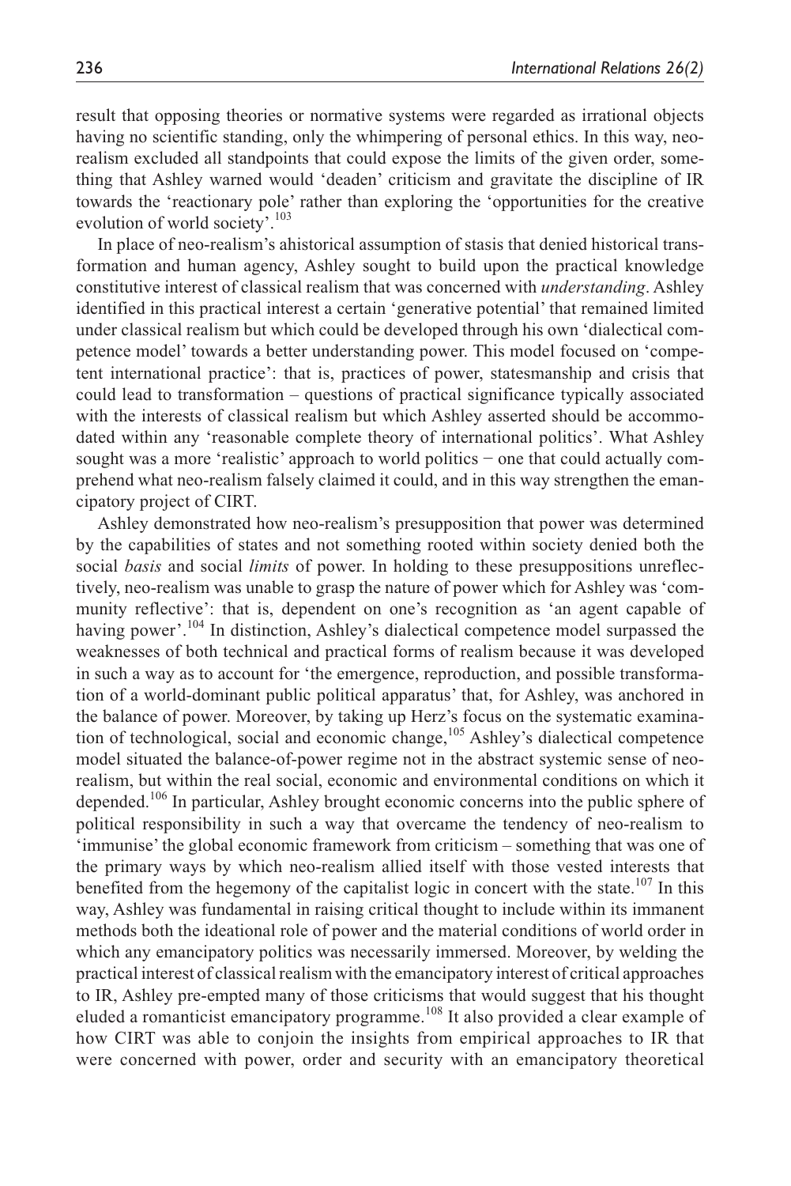result that opposing theories or normative systems were regarded as irrational objects having no scientific standing, only the whimpering of personal ethics. In this way, neo-realism excluded all standpoints that could expose the limits of the given order, something that Ashley warned would 'deaden' criticism and gravitate the discipline of IR towards the 'reactionary pole' rather than exploring the 'opportunities for the creative evolution of world society'.[103]

In place of neo-realism's ahistorical assumption of stasis that denied historical transformation and human agency, Ashley sought to build upon the practical knowledge constitutive interest of classical realism that was concerned with *understanding*. Ashley identified in this practical interest a certain 'generative potential' that remained limited under classical realism but which could be developed through his own 'dialectical competence model' towards a better understanding power. This model focused on 'competent international practice': that is, practices of power, statesmanship and crisis that could lead to transformation – questions of practical significance typically associated with the interests of classical realism but which Ashley asserted should be accommodated within any 'reasonable complete theory of international politics'. What Ashley sought was a more 'realistic' approach to world politics − one that could actually comprehend what neo-realism falsely claimed it could, and in this way strengthen the emancipatory project of CIRT.

Ashley demonstrated how neo-realism's presupposition that power was determined by the capabilities of states and not something rooted within society denied both the social *basis* and social *limits* of power. In holding to these presuppositions unreflectively, neo-realism was unable to grasp the nature of power which for Ashley was 'community reflective': that is, dependent on one's recognition as 'an agent capable of having power'.[104] In distinction, Ashley's dialectical competence model surpassed the weaknesses of both technical and practical forms of realism because it was developed in such a way as to account for 'the emergence, reproduction, and possible transformation of a world-dominant public political apparatus' that, for Ashley, was anchored in the balance of power. Moreover, by taking up Herz's focus on the systematic examination of technological, social and economic change,[105] Ashley's dialectical competence model situated the balance-of-power regime not in the abstract systemic sense of neo-realism, but within the real social, economic and environmental conditions on which it depended.[106] In particular, Ashley brought economic concerns into the public sphere of political responsibility in such a way that overcame the tendency of neo-realism to 'immunise' the global economic framework from criticism – something that was one of the primary ways by which neo-realism allied itself with those vested interests that benefited from the hegemony of the capitalist logic in concert with the state.[107] In this way, Ashley was fundamental in raising critical thought to include within its immanent methods both the ideational role of power and the material conditions of world order in which any emancipatory politics was necessarily immersed. Moreover, by welding the practical interest of classical realism with the emancipatory interest of critical approaches to IR, Ashley pre-empted many of those criticisms that would suggest that his thought eluded a romanticist emancipatory programme.[108] It also provided a clear example of how CIRT was able to conjoin the insights from empirical approaches to IR that were concerned with power, order and security with an emancipatory theoretical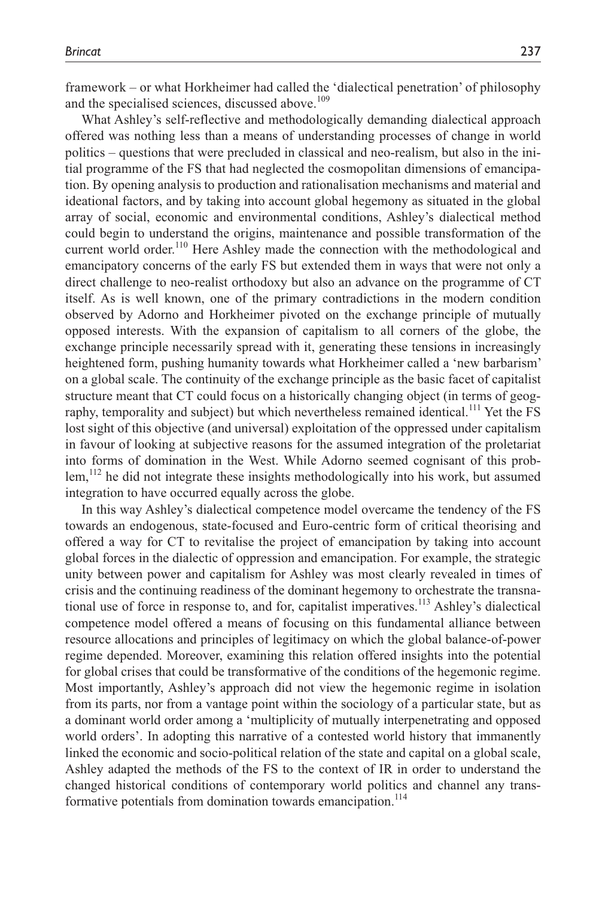framework – or what Horkheimer had called the 'dialectical penetration' of philosophy and the specialised sciences, discussed above.[109]

What Ashley's self-reflective and methodologically demanding dialectical approach offered was nothing less than a means of understanding processes of change in world politics – questions that were precluded in classical and neo-realism, but also in the initial programme of the FS that had neglected the cosmopolitan dimensions of emancipation. By opening analysis to production and rationalisation mechanisms and material and ideational factors, and by taking into account global hegemony as situated in the global array of social, economic and environmental conditions, Ashley's dialectical method could begin to understand the origins, maintenance and possible transformation of the current world order.[110] Here Ashley made the connection with the methodological and emancipatory concerns of the early FS but extended them in ways that were not only a direct challenge to neo-realist orthodoxy but also an advance on the programme of CT itself. As is well known, one of the primary contradictions in the modern condition observed by Adorno and Horkheimer pivoted on the exchange principle of mutually opposed interests. With the expansion of capitalism to all corners of the globe, the exchange principle necessarily spread with it, generating these tensions in increasingly heightened form, pushing humanity towards what Horkheimer called a 'new barbarism' on a global scale. The continuity of the exchange principle as the basic facet of capitalist structure meant that CT could focus on a historically changing object (in terms of geography, temporality and subject) but which nevertheless remained identical.[111] Yet the FS lost sight of this objective (and universal) exploitation of the oppressed under capitalism in favour of looking at subjective reasons for the assumed integration of the proletariat into forms of domination in the West. While Adorno seemed cognisant of this problem,[112] he did not integrate these insights methodologically into his work, but assumed integration to have occurred equally across the globe.

In this way Ashley's dialectical competence model overcame the tendency of the FS towards an endogenous, state-focused and Euro-centric form of critical theorising and offered a way for CT to revitalise the project of emancipation by taking into account global forces in the dialectic of oppression and emancipation. For example, the strategic unity between power and capitalism for Ashley was most clearly revealed in times of crisis and the continuing readiness of the dominant hegemony to orchestrate the transnational use of force in response to, and for, capitalist imperatives.[113] Ashley's dialectical competence model offered a means of focusing on this fundamental alliance between resource allocations and principles of legitimacy on which the global balance-of-power regime depended. Moreover, examining this relation offered insights into the potential for global crises that could be transformative of the conditions of the hegemonic regime. Most importantly, Ashley's approach did not view the hegemonic regime in isolation from its parts, nor from a vantage point within the sociology of a particular state, but as a dominant world order among a 'multiplicity of mutually interpenetrating and opposed world orders'. In adopting this narrative of a contested world history that immanently linked the economic and socio-political relation of the state and capital on a global scale, Ashley adapted the methods of the FS to the context of IR in order to understand the changed historical conditions of contemporary world politics and channel any transformative potentials from domination towards emancipation.[114]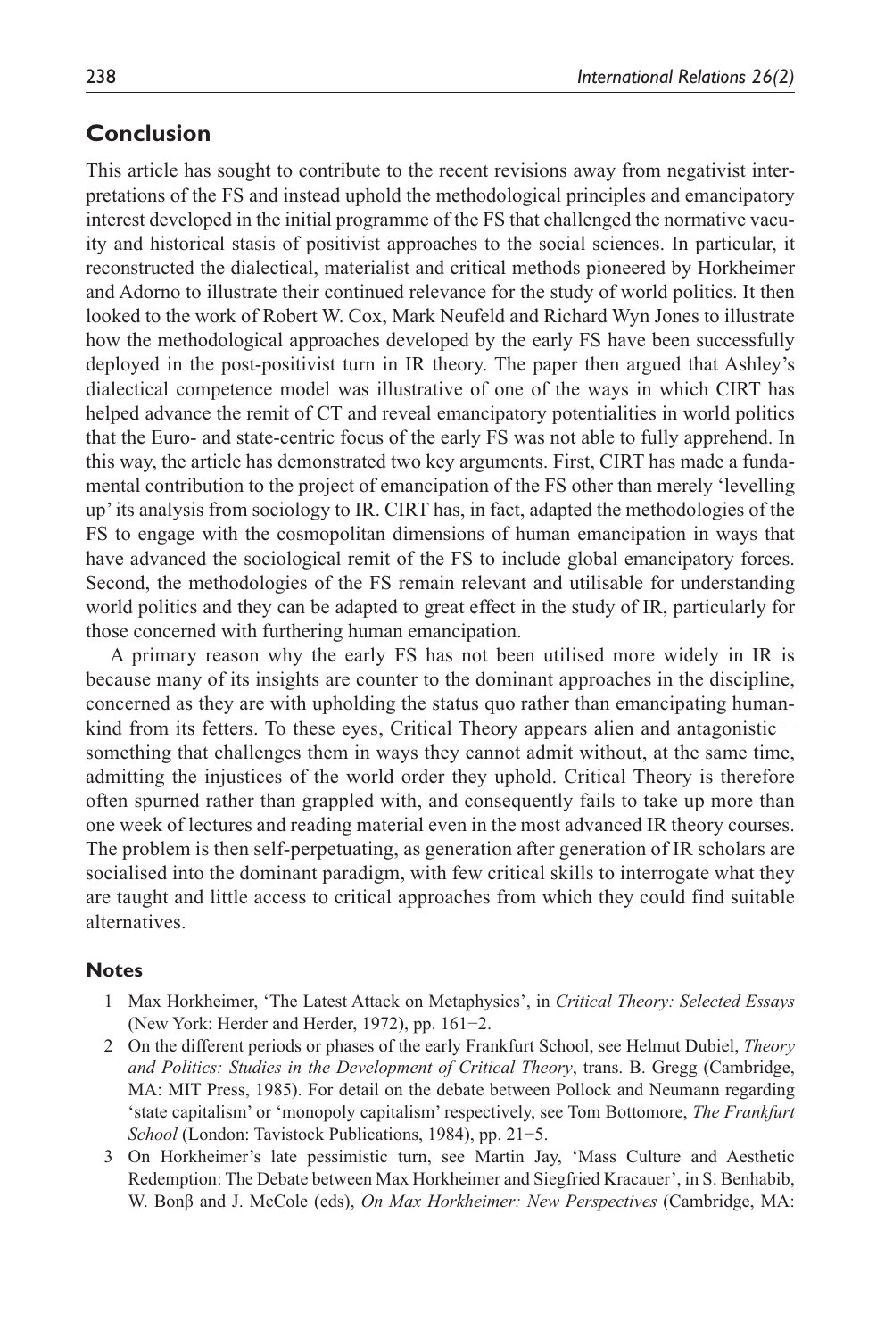## Conclusion

This article has sought to contribute to the recent revisions away from negativist interpretations of the FS and instead uphold the methodological principles and emancipatory interest developed in the initial programme of the FS that challenged the normative vacuity and historical stasis of positivist approaches to the social sciences. In particular, it reconstructed the dialectical, materialist and critical methods pioneered by Horkheimer and Adorno to illustrate their continued relevance for the study of world politics. It then looked to the work of Robert W. Cox, Mark Neufeld and Richard Wyn Jones to illustrate how the methodological approaches developed by the early FS have been successfully deployed in the post-positivist turn in IR theory. The paper then argued that Ashley's dialectical competence model was illustrative of one of the ways in which CIRT has helped advance the remit of CT and reveal emancipatory potentialities in world politics that the Euro- and state-centric focus of the early FS was not able to fully apprehend. In this way, the article has demonstrated two key arguments. First, CIRT has made a fundamental contribution to the project of emancipation of the FS other than merely 'levelling up' its analysis from sociology to IR. CIRT has, in fact, adapted the methodologies of the FS to engage with the cosmopolitan dimensions of human emancipation in ways that have advanced the sociological remit of the FS to include global emancipatory forces. Second, the methodologies of the FS remain relevant and utilisable for understanding world politics and they can be adapted to great effect in the study of IR, particularly for those concerned with furthering human emancipation.

A primary reason why the early FS has not been utilised more widely in IR is because many of its insights are counter to the dominant approaches in the discipline, concerned as they are with upholding the status quo rather than emancipating humankind from its fetters. To these eyes, Critical Theory appears alien and antagonistic − something that challenges them in ways they cannot admit without, at the same time, admitting the injustices of the world order they uphold. Critical Theory is therefore often spurned rather than grappled with, and consequently fails to take up more than one week of lectures and reading material even in the most advanced IR theory courses. The problem is then self-perpetuating, as generation after generation of IR scholars are socialised into the dominant paradigm, with few critical skills to interrogate what they are taught and little access to critical approaches from which they could find suitable alternatives.

### Notes

1 Max Horkheimer, 'The Latest Attack on Metaphysics', in *Critical Theory: Selected Essays* (New York: Herder and Herder, 1972), pp. 161−2.

2 On the different periods or phases of the early Frankfurt School, see Helmut Dubiel, *Theory and Politics: Studies in the Development of Critical Theory*, trans. B. Gregg (Cambridge, MA: MIT Press, 1985). For detail on the debate between Pollock and Neumann regarding 'state capitalism' or 'monopoly capitalism' respectively, see Tom Bottomore, *The Frankfurt School* (London: Tavistock Publications, 1984), pp. 21−5.

3 On Horkheimer's late pessimistic turn, see Martin Jay, 'Mass Culture and Aesthetic Redemption: The Debate between Max Horkheimer and Siegfried Kracauer', in S. Benhabib, W. Bonβ and J. McCole (eds), *On Max Horkheimer: New Perspectives* (Cambridge, MA: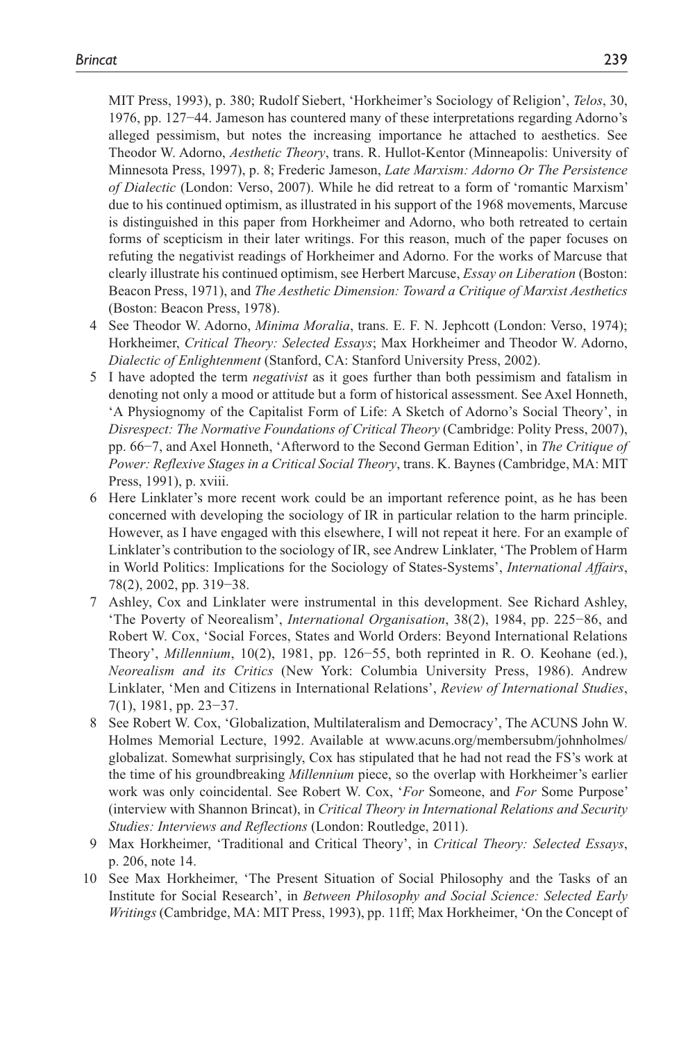MIT Press, 1993), p. 380; Rudolf Siebert, 'Horkheimer's Sociology of Religion', *Telos*, 30, 1976, pp. 127–44. Jameson has countered many of these interpretations regarding Adorno's alleged pessimism, but notes the increasing importance he attached to aesthetics. See Theodor W. Adorno, *Aesthetic Theory*, trans. R. Hullot-Kentor (Minneapolis: University of Minnesota Press, 1997), p. 8; Frederic Jameson, *Late Marxism: Adorno Or The Persistence of Dialectic* (London: Verso, 2007). While he did retreat to a form of 'romantic Marxism' due to his continued optimism, as illustrated in his support of the 1968 movements, Marcuse is distinguished in this paper from Horkheimer and Adorno, who both retreated to certain forms of scepticism in their later writings. For this reason, much of the paper focuses on refuting the negativist readings of Horkheimer and Adorno. For the works of Marcuse that clearly illustrate his continued optimism, see Herbert Marcuse, *Essay on Liberation* (Boston: Beacon Press, 1971), and *The Aesthetic Dimension: Toward a Critique of Marxist Aesthetics* (Boston: Beacon Press, 1978).

4 See Theodor W. Adorno, *Minima Moralia*, trans. E. F. N. Jephcott (London: Verso, 1974); Horkheimer, *Critical Theory: Selected Essays*; Max Horkheimer and Theodor W. Adorno, *Dialectic of Enlightenment* (Stanford, CA: Stanford University Press, 2002).

5 I have adopted the term *negativist* as it goes further than both pessimism and fatalism in denoting not only a mood or attitude but a form of historical assessment. See Axel Honneth, 'A Physiognomy of the Capitalist Form of Life: A Sketch of Adorno's Social Theory', in *Disrespect: The Normative Foundations of Critical Theory* (Cambridge: Polity Press, 2007), pp. 66–7, and Axel Honneth, 'Afterword to the Second German Edition', in *The Critique of Power: Reflexive Stages in a Critical Social Theory*, trans. K. Baynes (Cambridge, MA: MIT Press, 1991), p. xviii.

6 Here Linklater's more recent work could be an important reference point, as he has been concerned with developing the sociology of IR in particular relation to the harm principle. However, as I have engaged with this elsewhere, I will not repeat it here. For an example of Linklater's contribution to the sociology of IR, see Andrew Linklater, 'The Problem of Harm in World Politics: Implications for the Sociology of States-Systems', *International Affairs*, 78(2), 2002, pp. 319–38.

7 Ashley, Cox and Linklater were instrumental in this development. See Richard Ashley, 'The Poverty of Neorealism', *International Organisation*, 38(2), 1984, pp. 225–86, and Robert W. Cox, 'Social Forces, States and World Orders: Beyond International Relations Theory', *Millennium*, 10(2), 1981, pp. 126–55, both reprinted in R. O. Keohane (ed.), *Neorealism and its Critics* (New York: Columbia University Press, 1986). Andrew Linklater, 'Men and Citizens in International Relations', *Review of International Studies*, 7(1), 1981, pp. 23–37.

8 See Robert W. Cox, 'Globalization, Multilateralism and Democracy', The ACUNS John W. Holmes Memorial Lecture, 1992. Available at www.acuns.org/membersubm/johnholmes/globalizat. Somewhat surprisingly, Cox has stipulated that he had not read the FS's work at the time of his groundbreaking *Millennium* piece, so the overlap with Horkheimer's earlier work was only coincidental. See Robert W. Cox, '*For* Someone, and *For* Some Purpose' (interview with Shannon Brincat), in *Critical Theory in International Relations and Security Studies: Interviews and Reflections* (London: Routledge, 2011).

9 Max Horkheimer, 'Traditional and Critical Theory', in *Critical Theory: Selected Essays*, p. 206, note 14.

10 See Max Horkheimer, 'The Present Situation of Social Philosophy and the Tasks of an Institute for Social Research', in *Between Philosophy and Social Science: Selected Early Writings* (Cambridge, MA: MIT Press, 1993), pp. 11ff; Max Horkheimer, 'On the Concept of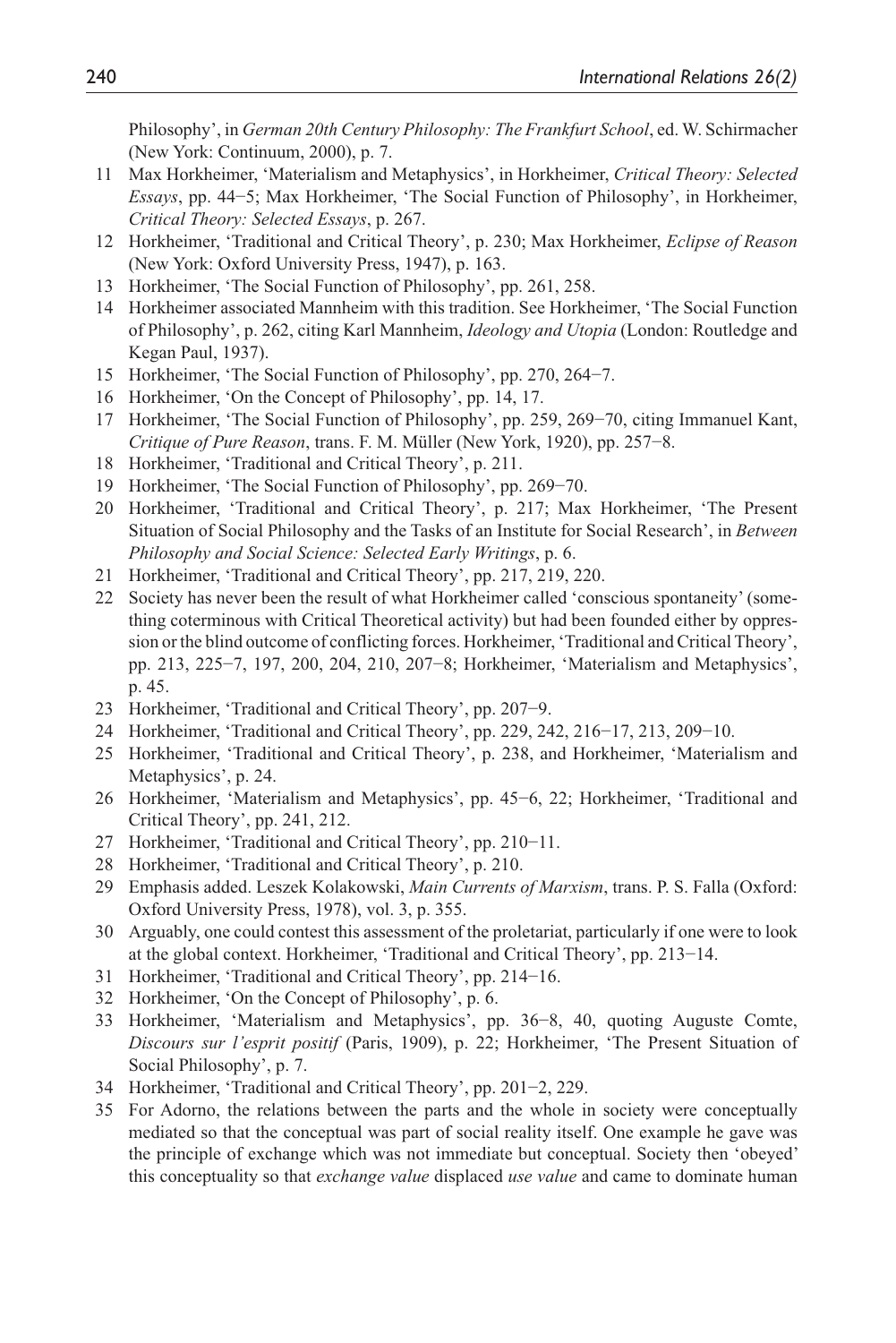Philosophy', in *German 20th Century Philosophy: The Frankfurt School*, ed. W. Schirmacher (New York: Continuum, 2000), p. 7.

11 Max Horkheimer, 'Materialism and Metaphysics', in Horkheimer, *Critical Theory: Selected Essays*, pp. 44–5; Max Horkheimer, 'The Social Function of Philosophy', in Horkheimer, *Critical Theory: Selected Essays*, p. 267.

12 Horkheimer, 'Traditional and Critical Theory', p. 230; Max Horkheimer, *Eclipse of Reason* (New York: Oxford University Press, 1947), p. 163.

13 Horkheimer, 'The Social Function of Philosophy', pp. 261, 258.

14 Horkheimer associated Mannheim with this tradition. See Horkheimer, 'The Social Function of Philosophy', p. 262, citing Karl Mannheim, *Ideology and Utopia* (London: Routledge and Kegan Paul, 1937).

15 Horkheimer, 'The Social Function of Philosophy', pp. 270, 264–7.

16 Horkheimer, 'On the Concept of Philosophy', pp. 14, 17.

17 Horkheimer, 'The Social Function of Philosophy', pp. 259, 269–70, citing Immanuel Kant, *Critique of Pure Reason*, trans. F. M. Müller (New York, 1920), pp. 257–8.

18 Horkheimer, 'Traditional and Critical Theory', p. 211.

19 Horkheimer, 'The Social Function of Philosophy', pp. 269–70.

20 Horkheimer, 'Traditional and Critical Theory', p. 217; Max Horkheimer, 'The Present Situation of Social Philosophy and the Tasks of an Institute for Social Research', in *Between Philosophy and Social Science: Selected Early Writings*, p. 6.

21 Horkheimer, 'Traditional and Critical Theory', pp. 217, 219, 220.

22 Society has never been the result of what Horkheimer called 'conscious spontaneity' (something coterminous with Critical Theoretical activity) but had been founded either by oppression or the blind outcome of conflicting forces. Horkheimer, 'Traditional and Critical Theory', pp. 213, 225–7, 197, 200, 204, 210, 207–8; Horkheimer, 'Materialism and Metaphysics', p. 45.

23 Horkheimer, 'Traditional and Critical Theory', pp. 207–9.

24 Horkheimer, 'Traditional and Critical Theory', pp. 229, 242, 216–17, 213, 209–10.

25 Horkheimer, 'Traditional and Critical Theory', p. 238, and Horkheimer, 'Materialism and Metaphysics', p. 24.

26 Horkheimer, 'Materialism and Metaphysics', pp. 45–6, 22; Horkheimer, 'Traditional and Critical Theory', pp. 241, 212.

27 Horkheimer, 'Traditional and Critical Theory', pp. 210–11.

28 Horkheimer, 'Traditional and Critical Theory', p. 210.

29 Emphasis added. Leszek Kolakowski, *Main Currents of Marxism*, trans. P. S. Falla (Oxford: Oxford University Press, 1978), vol. 3, p. 355.

30 Arguably, one could contest this assessment of the proletariat, particularly if one were to look at the global context. Horkheimer, 'Traditional and Critical Theory', pp. 213–14.

31 Horkheimer, 'Traditional and Critical Theory', pp. 214–16.

32 Horkheimer, 'On the Concept of Philosophy', p. 6.

33 Horkheimer, 'Materialism and Metaphysics', pp. 36–8, 40, quoting Auguste Comte, *Discours sur l'esprit positif* (Paris, 1909), p. 22; Horkheimer, 'The Present Situation of Social Philosophy', p. 7.

34 Horkheimer, 'Traditional and Critical Theory', pp. 201–2, 229.

35 For Adorno, the relations between the parts and the whole in society were conceptually mediated so that the conceptual was part of social reality itself. One example he gave was the principle of exchange which was not immediate but conceptual. Society then 'obeyed' this conceptuality so that *exchange value* displaced *use value* and came to dominate human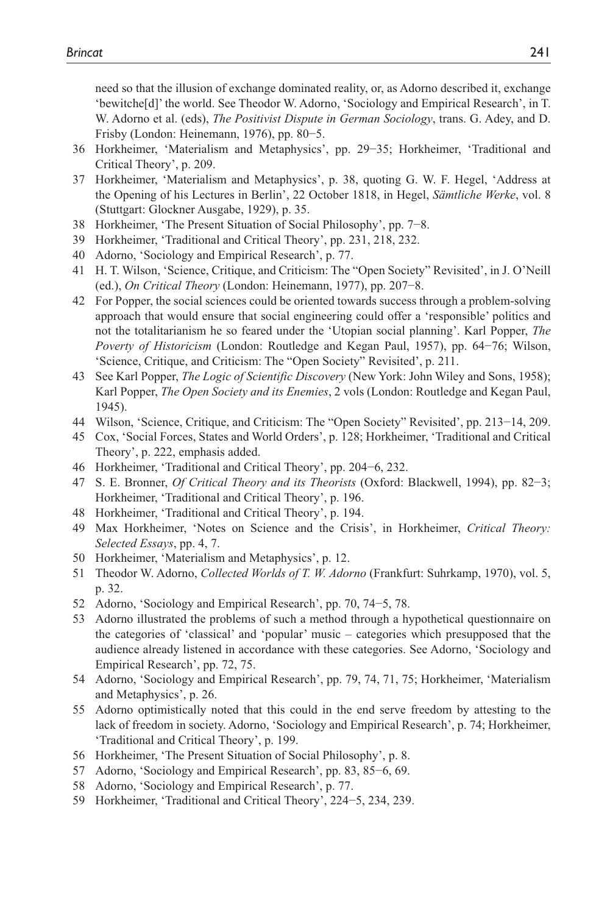need so that the illusion of exchange dominated reality, or, as Adorno described it, exchange 'bewitche[d]' the world. See Theodor W. Adorno, 'Sociology and Empirical Research', in T. W. Adorno et al. (eds), *The Positivist Dispute in German Sociology*, trans. G. Adey, and D. Frisby (London: Heinemann, 1976), pp. 80–5.

36 Horkheimer, 'Materialism and Metaphysics', pp. 29–35; Horkheimer, 'Traditional and Critical Theory', p. 209.

37 Horkheimer, 'Materialism and Metaphysics', p. 38, quoting G. W. F. Hegel, 'Address at the Opening of his Lectures in Berlin', 22 October 1818, in Hegel, *Sämtliche Werke*, vol. 8 (Stuttgart: Glockner Ausgabe, 1929), p. 35.

38 Horkheimer, 'The Present Situation of Social Philosophy', pp. 7–8.

39 Horkheimer, 'Traditional and Critical Theory', pp. 231, 218, 232.

40 Adorno, 'Sociology and Empirical Research', p. 77.

41 H. T. Wilson, 'Science, Critique, and Criticism: The "Open Society" Revisited', in J. O'Neill (ed.), *On Critical Theory* (London: Heinemann, 1977), pp. 207–8.

42 For Popper, the social sciences could be oriented towards success through a problem-solving approach that would ensure that social engineering could offer a 'responsible' politics and not the totalitarianism he so feared under the 'Utopian social planning'. Karl Popper, *The Poverty of Historicism* (London: Routledge and Kegan Paul, 1957), pp. 64–76; Wilson, 'Science, Critique, and Criticism: The "Open Society" Revisited', p. 211.

43 See Karl Popper, *The Logic of Scientific Discovery* (New York: John Wiley and Sons, 1958); Karl Popper, *The Open Society and its Enemies*, 2 vols (London: Routledge and Kegan Paul, 1945).

44 Wilson, 'Science, Critique, and Criticism: The "Open Society" Revisited', pp. 213–14, 209.

45 Cox, 'Social Forces, States and World Orders', p. 128; Horkheimer, 'Traditional and Critical Theory', p. 222, emphasis added.

46 Horkheimer, 'Traditional and Critical Theory', pp. 204–6, 232.

47 S. E. Bronner, *Of Critical Theory and its Theorists* (Oxford: Blackwell, 1994), pp. 82–3; Horkheimer, 'Traditional and Critical Theory', p. 196.

48 Horkheimer, 'Traditional and Critical Theory', p. 194.

49 Max Horkheimer, 'Notes on Science and the Crisis', in Horkheimer, *Critical Theory: Selected Essays*, pp. 4, 7.

50 Horkheimer, 'Materialism and Metaphysics', p. 12.

51 Theodor W. Adorno, *Collected Worlds of T. W. Adorno* (Frankfurt: Suhrkamp, 1970), vol. 5, p. 32.

52 Adorno, 'Sociology and Empirical Research', pp. 70, 74–5, 78.

53 Adorno illustrated the problems of such a method through a hypothetical questionnaire on the categories of 'classical' and 'popular' music – categories which presupposed that the audience already listened in accordance with these categories. See Adorno, 'Sociology and Empirical Research', pp. 72, 75.

54 Adorno, 'Sociology and Empirical Research', pp. 79, 74, 71, 75; Horkheimer, 'Materialism and Metaphysics', p. 26.

55 Adorno optimistically noted that this could in the end serve freedom by attesting to the lack of freedom in society. Adorno, 'Sociology and Empirical Research', p. 74; Horkheimer, 'Traditional and Critical Theory', p. 199.

56 Horkheimer, 'The Present Situation of Social Philosophy', p. 8.

57 Adorno, 'Sociology and Empirical Research', pp. 83, 85–6, 69.

58 Adorno, 'Sociology and Empirical Research', p. 77.

59 Horkheimer, 'Traditional and Critical Theory', 224–5, 234, 239.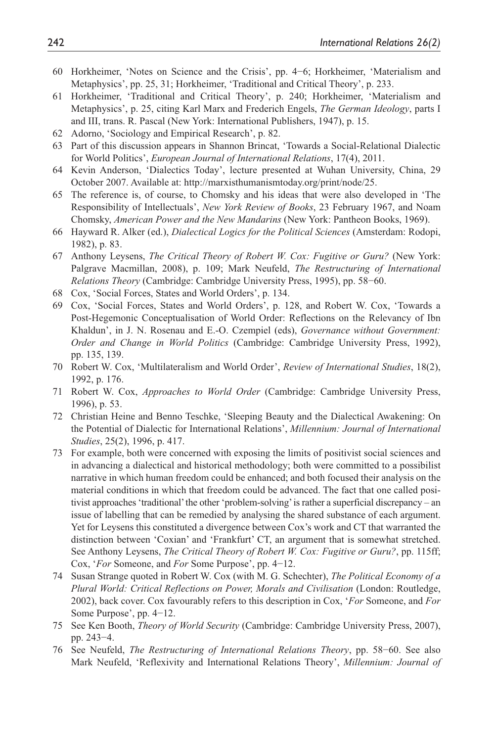60 Horkheimer, 'Notes on Science and the Crisis', pp. 4–6; Horkheimer, 'Materialism and Metaphysics', pp. 25, 31; Horkheimer, 'Traditional and Critical Theory', p. 233.

61 Horkheimer, 'Traditional and Critical Theory', p. 240; Horkheimer, 'Materialism and Metaphysics', p. 25, citing Karl Marx and Frederich Engels, *The German Ideology*, parts I and III, trans. R. Pascal (New York: International Publishers, 1947), p. 15.

62 Adorno, 'Sociology and Empirical Research', p. 82.

63 Part of this discussion appears in Shannon Brincat, 'Towards a Social-Relational Dialectic for World Politics', *European Journal of International Relations*, 17(4), 2011.

64 Kevin Anderson, 'Dialectics Today', lecture presented at Wuhan University, China, 29 October 2007. Available at: http://marxisthumanismtoday.org/print/node/25.

65 The reference is, of course, to Chomsky and his ideas that were also developed in 'The Responsibility of Intellectuals', *New York Review of Books*, 23 February 1967, and Noam Chomsky, *American Power and the New Mandarins* (New York: Pantheon Books, 1969).

66 Hayward R. Alker (ed.), *Dialectical Logics for the Political Sciences* (Amsterdam: Rodopi, 1982), p. 83.

67 Anthony Leysens, *The Critical Theory of Robert W. Cox: Fugitive or Guru?* (New York: Palgrave Macmillan, 2008), p. 109; Mark Neufeld, *The Restructuring of International Relations Theory* (Cambridge: Cambridge University Press, 1995), pp. 58–60.

68 Cox, 'Social Forces, States and World Orders', p. 134.

69 Cox, 'Social Forces, States and World Orders', p. 128, and Robert W. Cox, 'Towards a Post-Hegemonic Conceptualisation of World Order: Reflections on the Relevancy of Ibn Khaldun', in J. N. Rosenau and E.-O. Czempiel (eds), *Governance without Government: Order and Change in World Politics* (Cambridge: Cambridge University Press, 1992), pp. 135, 139.

70 Robert W. Cox, 'Multilateralism and World Order', *Review of International Studies*, 18(2), 1992, p. 176.

71 Robert W. Cox, *Approaches to World Order* (Cambridge: Cambridge University Press, 1996), p. 53.

72 Christian Heine and Benno Teschke, 'Sleeping Beauty and the Dialectical Awakening: On the Potential of Dialectic for International Relations', *Millennium: Journal of International Studies*, 25(2), 1996, p. 417.

73 For example, both were concerned with exposing the limits of positivist social sciences and in advancing a dialectical and historical methodology; both were committed to a possibilist narrative in which human freedom could be enhanced; and both focused their analysis on the material conditions in which that freedom could be advanced. The fact that one called positivist approaches 'traditional' the other 'problem-solving' is rather a superficial discrepancy – an issue of labelling that can be remedied by analysing the shared substance of each argument. Yet for Leysens this constituted a divergence between Cox's work and CT that warranted the distinction between 'Coxian' and 'Frankfurt' CT, an argument that is somewhat stretched. See Anthony Leysens, *The Critical Theory of Robert W. Cox: Fugitive or Guru?*, pp. 115ff; Cox, '*For* Someone, and *For* Some Purpose', pp. 4–12.

74 Susan Strange quoted in Robert W. Cox (with M. G. Schechter), *The Political Economy of a Plural World: Critical Reflections on Power, Morals and Civilisation* (London: Routledge, 2002), back cover. Cox favourably refers to this description in Cox, '*For* Someone, and *For* Some Purpose', pp. 4–12.

75 See Ken Booth, *Theory of World Security* (Cambridge: Cambridge University Press, 2007), pp. 243–4.

76 See Neufeld, *The Restructuring of International Relations Theory*, pp. 58–60. See also Mark Neufeld, 'Reflexivity and International Relations Theory', *Millennium: Journal of*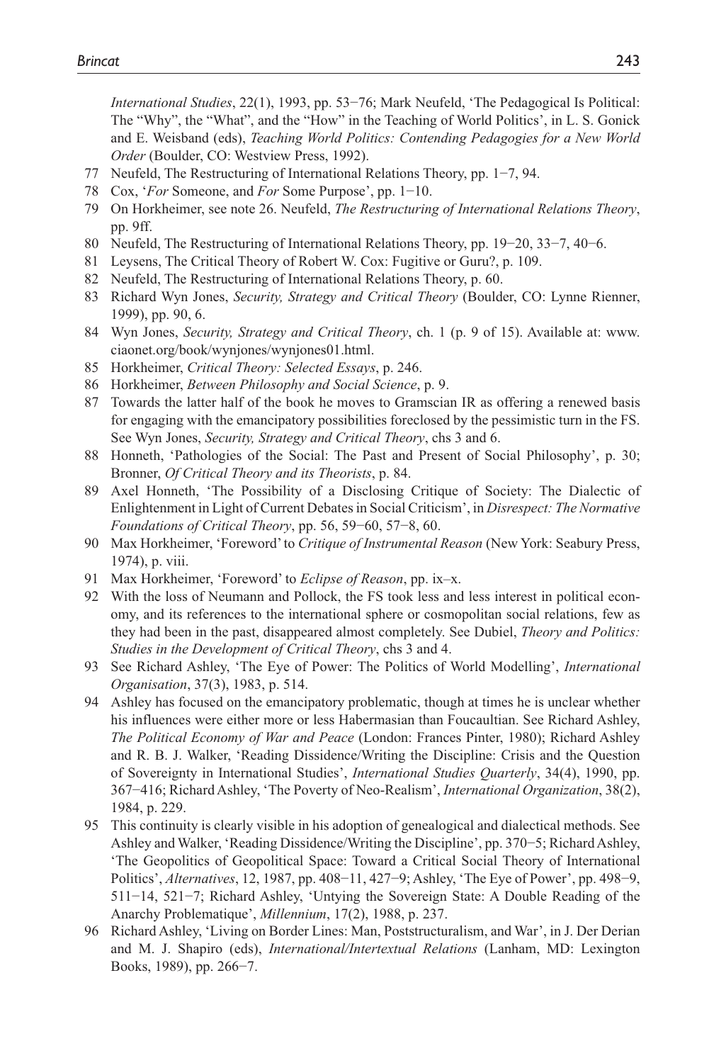*International Studies*, 22(1), 1993, pp. 53−76; Mark Neufeld, 'The Pedagogical Is Political: The "Why", the "What", and the "How" in the Teaching of World Politics', in L. S. Gonick and E. Weisband (eds), *Teaching World Politics: Contending Pedagogies for a New World Order* (Boulder, CO: Westview Press, 1992).

77 Neufeld, The Restructuring of International Relations Theory, pp. 1−7, 94.

78 Cox, '*For* Someone, and *For* Some Purpose', pp. 1−10.

79 On Horkheimer, see note 26. Neufeld, *The Restructuring of International Relations Theory*, pp. 9ff.

80 Neufeld, The Restructuring of International Relations Theory, pp. 19−20, 33−7, 40−6.

81 Leysens, The Critical Theory of Robert W. Cox: Fugitive or Guru?, p. 109.

82 Neufeld, The Restructuring of International Relations Theory, p. 60.

83 Richard Wyn Jones, *Security, Strategy and Critical Theory* (Boulder, CO: Lynne Rienner, 1999), pp. 90, 6.

84 Wyn Jones, *Security, Strategy and Critical Theory*, ch. 1 (p. 9 of 15). Available at: www.ciaonet.org/book/wynjones/wynjones01.html.

85 Horkheimer, *Critical Theory: Selected Essays*, p. 246.

86 Horkheimer, *Between Philosophy and Social Science*, p. 9.

87 Towards the latter half of the book he moves to Gramscian IR as offering a renewed basis for engaging with the emancipatory possibilities foreclosed by the pessimistic turn in the FS. See Wyn Jones, *Security, Strategy and Critical Theory*, chs 3 and 6.

88 Honneth, 'Pathologies of the Social: The Past and Present of Social Philosophy', p. 30; Bronner, *Of Critical Theory and its Theorists*, p. 84.

89 Axel Honneth, 'The Possibility of a Disclosing Critique of Society: The Dialectic of Enlightenment in Light of Current Debates in Social Criticism', in *Disrespect: The Normative Foundations of Critical Theory*, pp. 56, 59−60, 57−8, 60.

90 Max Horkheimer, 'Foreword' to *Critique of Instrumental Reason* (New York: Seabury Press, 1974), p. viii.

91 Max Horkheimer, 'Foreword' to *Eclipse of Reason*, pp. ix–x.

92 With the loss of Neumann and Pollock, the FS took less and less interest in political economy, and its references to the international sphere or cosmopolitan social relations, few as they had been in the past, disappeared almost completely. See Dubiel, *Theory and Politics: Studies in the Development of Critical Theory*, chs 3 and 4.

93 See Richard Ashley, 'The Eye of Power: The Politics of World Modelling', *International Organisation*, 37(3), 1983, p. 514.

94 Ashley has focused on the emancipatory problematic, though at times he is unclear whether his influences were either more or less Habermasian than Foucaultian. See Richard Ashley, *The Political Economy of War and Peace* (London: Frances Pinter, 1980); Richard Ashley and R. B. J. Walker, 'Reading Dissidence/Writing the Discipline: Crisis and the Question of Sovereignty in International Studies', *International Studies Quarterly*, 34(4), 1990, pp. 367−416; Richard Ashley, 'The Poverty of Neo-Realism', *International Organization*, 38(2), 1984, p. 229.

95 This continuity is clearly visible in his adoption of genealogical and dialectical methods. See Ashley and Walker, 'Reading Dissidence/Writing the Discipline', pp. 370−5; Richard Ashley, 'The Geopolitics of Geopolitical Space: Toward a Critical Social Theory of International Politics', *Alternatives*, 12, 1987, pp. 408−11, 427−9; Ashley, 'The Eye of Power', pp. 498−9, 511−14, 521−7; Richard Ashley, 'Untying the Sovereign State: A Double Reading of the Anarchy Problematique', *Millennium*, 17(2), 1988, p. 237.

96 Richard Ashley, 'Living on Border Lines: Man, Poststructuralism, and War', in J. Der Derian and M. J. Shapiro (eds), *International/Intertextual Relations* (Lanham, MD: Lexington Books, 1989), pp. 266−7.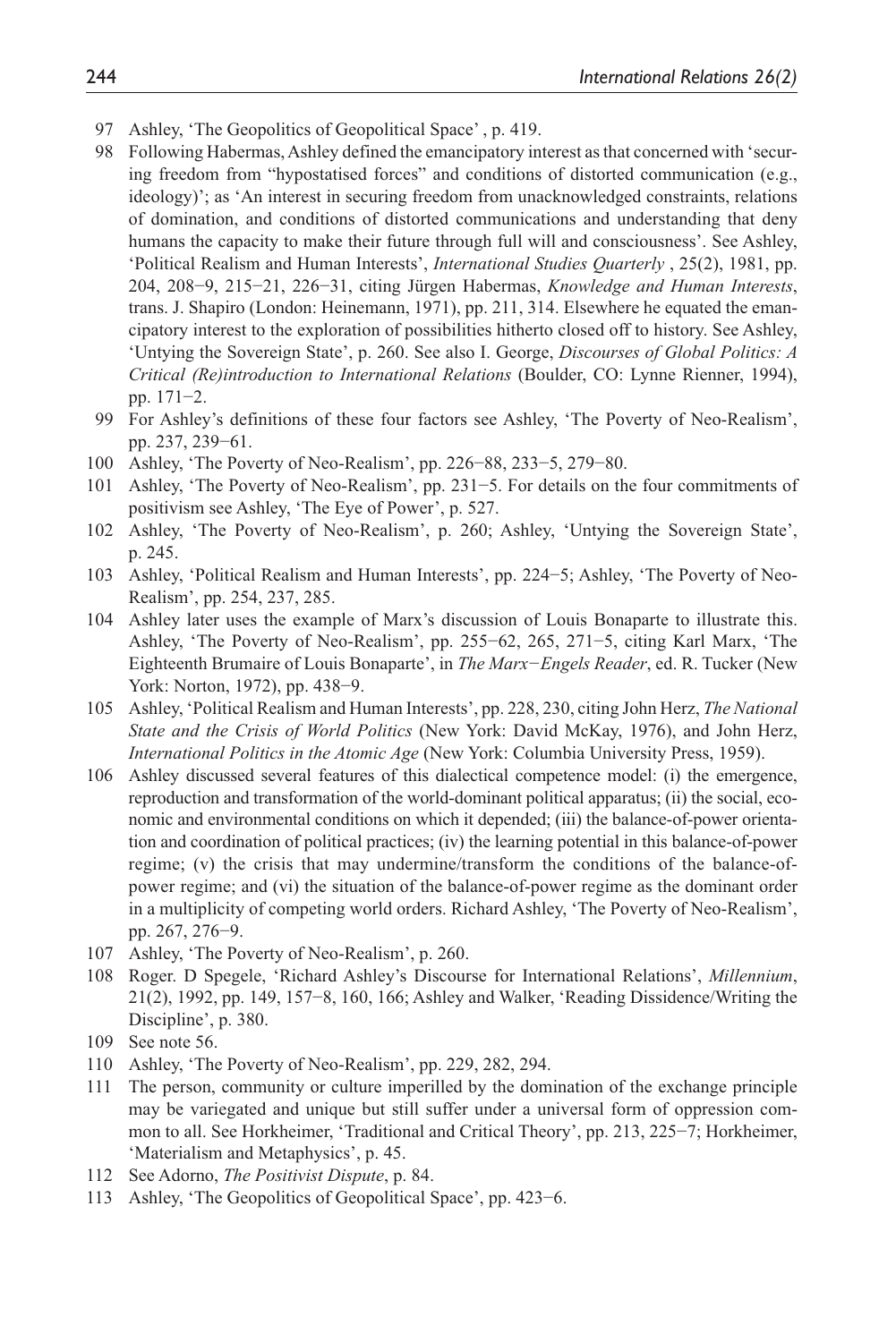97 Ashley, 'The Geopolitics of Geopolitical Space' , p. 419.

98 Following Habermas, Ashley defined the emancipatory interest as that concerned with 'securing freedom from "hypostatised forces" and conditions of distorted communication (e.g., ideology)'; as 'An interest in securing freedom from unacknowledged constraints, relations of domination, and conditions of distorted communications and understanding that deny humans the capacity to make their future through full will and consciousness'. See Ashley, 'Political Realism and Human Interests', *International Studies Quarterly* , 25(2), 1981, pp. 204, 208−9, 215−21, 226−31, citing Jürgen Habermas, *Knowledge and Human Interests*, trans. J. Shapiro (London: Heinemann, 1971), pp. 211, 314. Elsewhere he equated the emancipatory interest to the exploration of possibilities hitherto closed off to history. See Ashley, 'Untying the Sovereign State', p. 260. See also I. George, *Discourses of Global Politics: A Critical (Re)introduction to International Relations* (Boulder, CO: Lynne Rienner, 1994), pp. 171−2.

99 For Ashley's definitions of these four factors see Ashley, 'The Poverty of Neo-Realism', pp. 237, 239−61.

100 Ashley, 'The Poverty of Neo-Realism', pp. 226−88, 233−5, 279−80.

101 Ashley, 'The Poverty of Neo-Realism', pp. 231−5. For details on the four commitments of positivism see Ashley, 'The Eye of Power', p. 527.

102 Ashley, 'The Poverty of Neo-Realism', p. 260; Ashley, 'Untying the Sovereign State', p. 245.

103 Ashley, 'Political Realism and Human Interests', pp. 224−5; Ashley, 'The Poverty of Neo-Realism', pp. 254, 237, 285.

104 Ashley later uses the example of Marx's discussion of Louis Bonaparte to illustrate this. Ashley, 'The Poverty of Neo-Realism', pp. 255−62, 265, 271−5, citing Karl Marx, 'The Eighteenth Brumaire of Louis Bonaparte', in *The Marx−Engels Reader*, ed. R. Tucker (New York: Norton, 1972), pp. 438−9.

105 Ashley, 'Political Realism and Human Interests', pp. 228, 230, citing John Herz, *The National State and the Crisis of World Politics* (New York: David McKay, 1976), and John Herz, *International Politics in the Atomic Age* (New York: Columbia University Press, 1959).

106 Ashley discussed several features of this dialectical competence model: (i) the emergence, reproduction and transformation of the world-dominant political apparatus; (ii) the social, economic and environmental conditions on which it depended; (iii) the balance-of-power orientation and coordination of political practices; (iv) the learning potential in this balance-of-power regime; (v) the crisis that may undermine/transform the conditions of the balance-of-power regime; and (vi) the situation of the balance-of-power regime as the dominant order in a multiplicity of competing world orders. Richard Ashley, 'The Poverty of Neo-Realism', pp. 267, 276−9.

107 Ashley, 'The Poverty of Neo-Realism', p. 260.

108 Roger. D Spegele, 'Richard Ashley's Discourse for International Relations', *Millennium*, 21(2), 1992, pp. 149, 157−8, 160, 166; Ashley and Walker, 'Reading Dissidence/Writing the Discipline', p. 380.

109 See note 56.

110 Ashley, 'The Poverty of Neo-Realism', pp. 229, 282, 294.

111 The person, community or culture imperilled by the domination of the exchange principle may be variegated and unique but still suffer under a universal form of oppression common to all. See Horkheimer, 'Traditional and Critical Theory', pp. 213, 225−7; Horkheimer, 'Materialism and Metaphysics', p. 45.

112 See Adorno, *The Positivist Dispute*, p. 84.

113 Ashley, 'The Geopolitics of Geopolitical Space', pp. 423−6.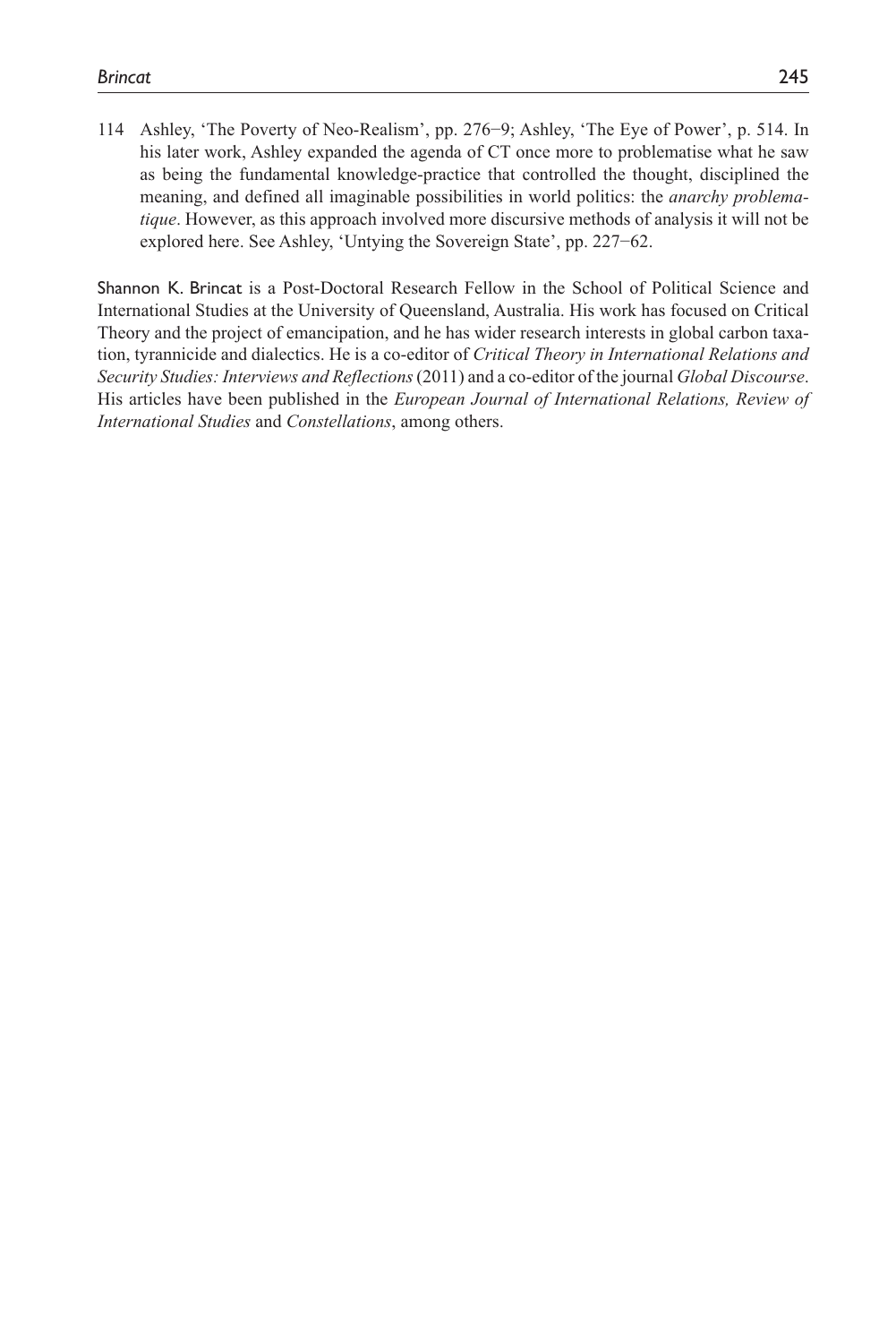114 Ashley, 'The Poverty of Neo-Realism', pp. 276–9; Ashley, 'The Eye of Power', p. 514. In his later work, Ashley expanded the agenda of CT once more to problematise what he saw as being the fundamental knowledge-practice that controlled the thought, disciplined the meaning, and defined all imaginable possibilities in world politics: the *anarchy problematique*. However, as this approach involved more discursive methods of analysis it will not be explored here. See Ashley, 'Untying the Sovereign State', pp. 227–62.

Shannon K. Brincat is a Post-Doctoral Research Fellow in the School of Political Science and International Studies at the University of Queensland, Australia. His work has focused on Critical Theory and the project of emancipation, and he has wider research interests in global carbon taxation, tyrannicide and dialectics. He is a co-editor of *Critical Theory in International Relations and Security Studies: Interviews and Reflections* (2011) and a co-editor of the journal *Global Discourse*. His articles have been published in the *European Journal of International Relations, Review of International Studies* and *Constellations*, among others.